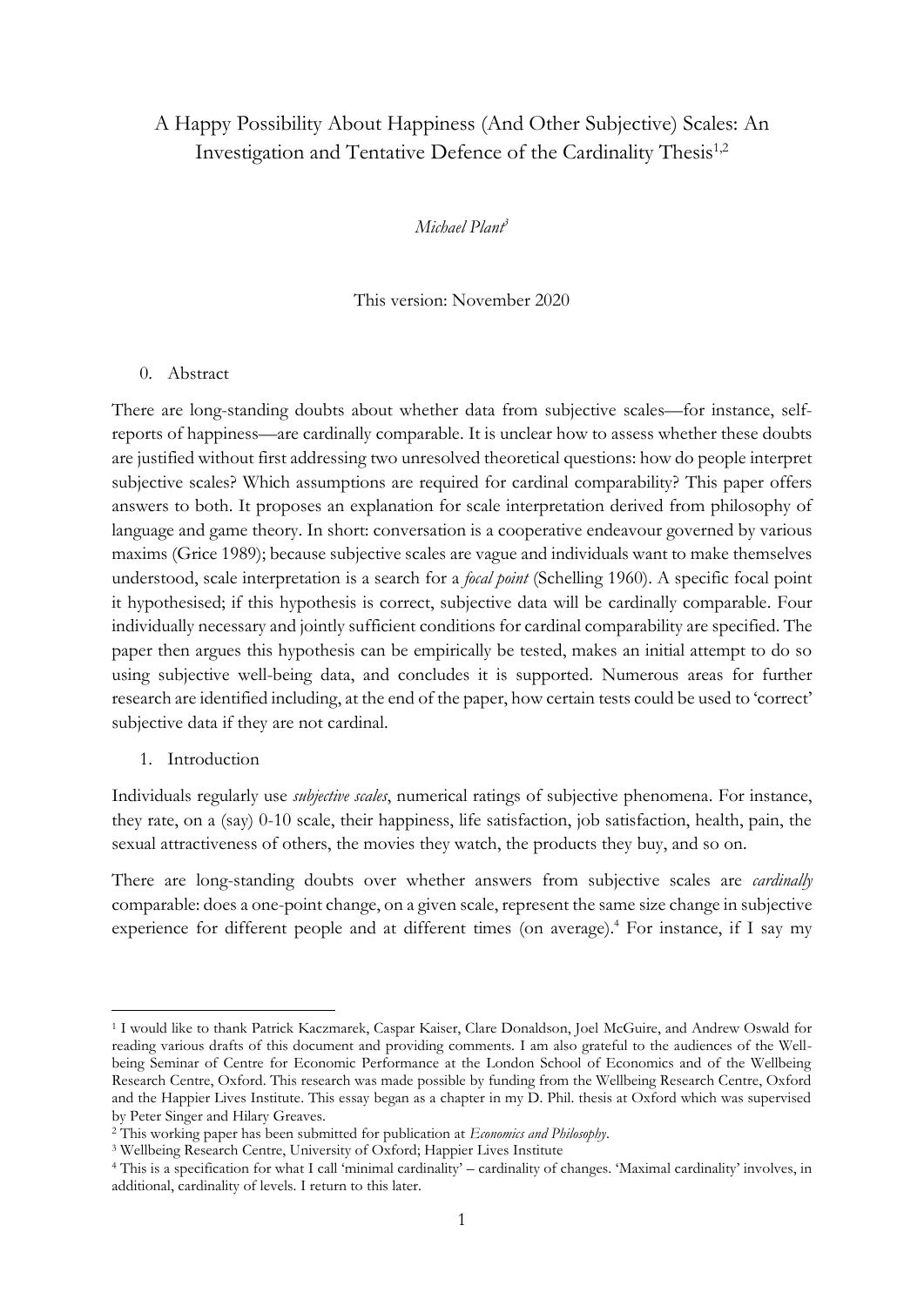# A Happy Possibility About Happiness (And Other Subjective) Scales: An Investigation and Tentative Defence of the Cardinality Thesis[1,2]

*Michael Plant*[3]

This version: November 2020

## 0. Abstract

There are long-standing doubts about whether data from subjective scales—for instance, self-reports of happiness—are cardinally comparable. It is unclear how to assess whether these doubts are justified without first addressing two unresolved theoretical questions: how do people interpret subjective scales? Which assumptions are required for cardinal comparability? This paper offers answers to both. It proposes an explanation for scale interpretation derived from philosophy of language and game theory. In short: conversation is a cooperative endeavour governed by various maxims (Grice 1989); because subjective scales are vague and individuals want to make themselves understood, scale interpretation is a search for a *focal point* (Schelling 1960). A specific focal point it hypothesised; if this hypothesis is correct, subjective data will be cardinally comparable. Four individually necessary and jointly sufficient conditions for cardinal comparability are specified. The paper then argues this hypothesis can be empirically be tested, makes an initial attempt to do so using subjective well-being data, and concludes it is supported. Numerous areas for further research are identified including, at the end of the paper, how certain tests could be used to 'correct' subjective data if they are not cardinal.

## 1. Introduction

Individuals regularly use *subjective scales*, numerical ratings of subjective phenomena. For instance, they rate, on a (say) 0-10 scale, their happiness, life satisfaction, job satisfaction, health, pain, the sexual attractiveness of others, the movies they watch, the products they buy, and so on.

There are long-standing doubts over whether answers from subjective scales are *cardinally* comparable: does a one-point change, on a given scale, represent the same size change in subjective experience for different people and at different times (on average).[4] For instance, if I say my

---

[1] I would like to thank Patrick Kaczmarek, Caspar Kaiser, Clare Donaldson, Joel McGuire, and Andrew Oswald for reading various drafts of this document and providing comments. I am also grateful to the audiences of the Well-being Seminar of Centre for Economic Performance at the London School of Economics and of the Wellbeing Research Centre, Oxford. This research was made possible by funding from the Wellbeing Research Centre, Oxford and the Happier Lives Institute. This essay began as a chapter in my D. Phil. thesis at Oxford which was supervised by Peter Singer and Hilary Greaves.

[2] This working paper has been submitted for publication at *Economics and Philosophy*.

[3] Wellbeing Research Centre, University of Oxford; Happier Lives Institute

[4] This is a specification for what I call 'minimal cardinality' – cardinality of changes. 'Maximal cardinality' involves, in additional, cardinality of levels. I return to this later.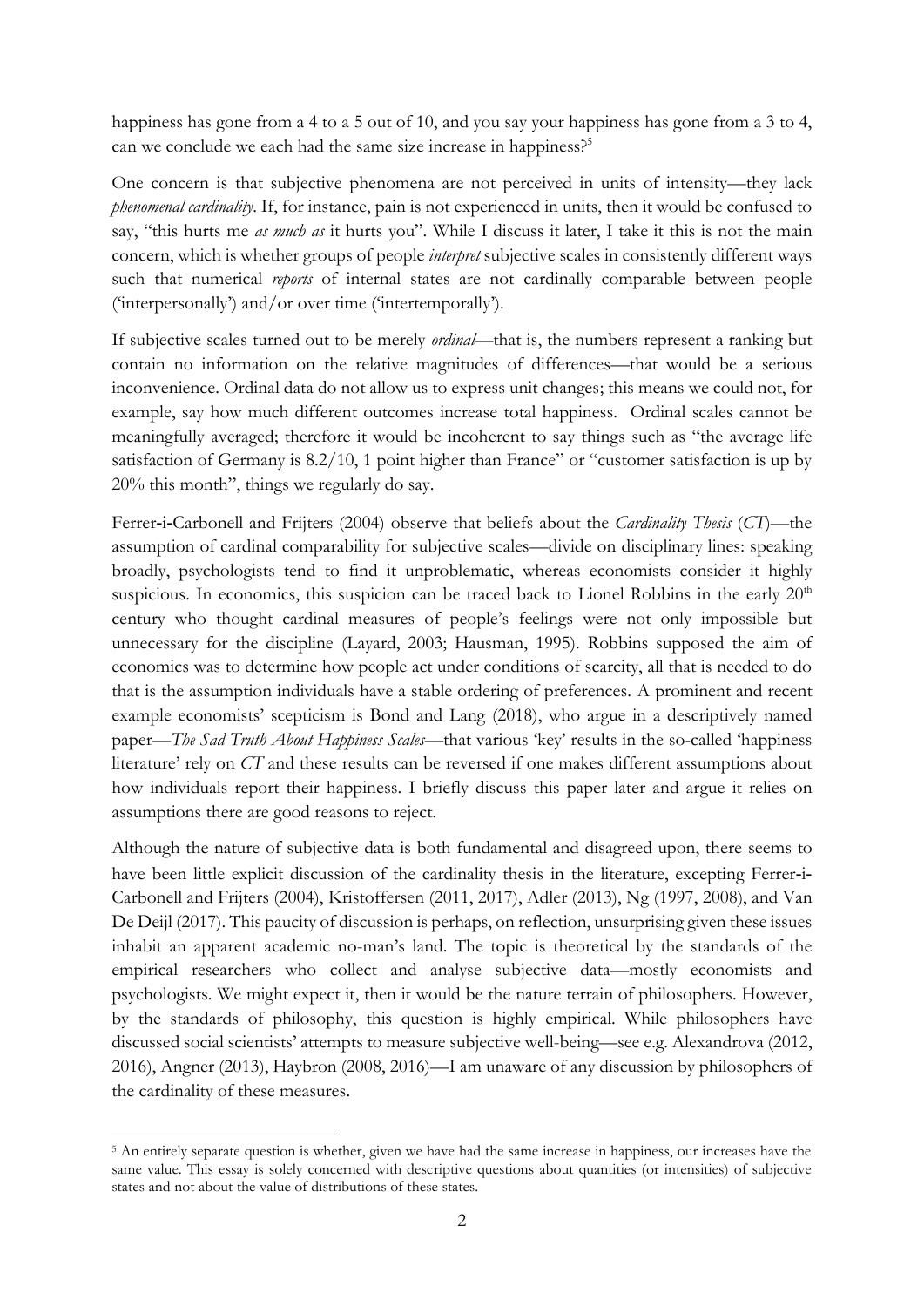happiness has gone from a 4 to a 5 out of 10, and you say your happiness has gone from a 3 to 4, can we conclude we each had the same size increase in happiness?[5]

One concern is that subjective phenomena are not perceived in units of intensity—they lack *phenomenal cardinality*. If, for instance, pain is not experienced in units, then it would be confused to say, "this hurts me *as much as* it hurts you". While I discuss it later, I take it this is not the main concern, which is whether groups of people *interpret* subjective scales in consistently different ways such that numerical *reports* of internal states are not cardinally comparable between people ('interpersonally') and/or over time ('intertemporally').

If subjective scales turned out to be merely *ordinal*—that is, the numbers represent a ranking but contain no information on the relative magnitudes of differences—that would be a serious inconvenience. Ordinal data do not allow us to express unit changes; this means we could not, for example, say how much different outcomes increase total happiness. Ordinal scales cannot be meaningfully averaged; therefore it would be incoherent to say things such as "the average life satisfaction of Germany is 8.2/10, 1 point higher than France" or "customer satisfaction is up by 20% this month", things we regularly do say.

Ferrer-i-Carbonell and Frijters (2004) observe that beliefs about the *Cardinality Thesis* (*CT*)—the assumption of cardinal comparability for subjective scales—divide on disciplinary lines: speaking broadly, psychologists tend to find it unproblematic, whereas economists consider it highly suspicious. In economics, this suspicion can be traced back to Lionel Robbins in the early 20th century who thought cardinal measures of people's feelings were not only impossible but unnecessary for the discipline (Layard, 2003; Hausman, 1995). Robbins supposed the aim of economics was to determine how people act under conditions of scarcity, all that is needed to do that is the assumption individuals have a stable ordering of preferences. A prominent and recent example economists' scepticism is Bond and Lang (2018), who argue in a descriptively named paper—*The Sad Truth About Happiness Scales*—that various 'key' results in the so-called 'happiness literature' rely on *CT* and these results can be reversed if one makes different assumptions about how individuals report their happiness. I briefly discuss this paper later and argue it relies on assumptions there are good reasons to reject.

Although the nature of subjective data is both fundamental and disagreed upon, there seems to have been little explicit discussion of the cardinality thesis in the literature, excepting Ferrer-i-Carbonell and Frijters (2004), Kristoffersen (2011, 2017), Adler (2013), Ng (1997, 2008), and Van De Deijl (2017). This paucity of discussion is perhaps, on reflection, unsurprising given these issues inhabit an apparent academic no-man's land. The topic is theoretical by the standards of the empirical researchers who collect and analyse subjective data—mostly economists and psychologists. We might expect it, then it would be the nature terrain of philosophers. However, by the standards of philosophy, this question is highly empirical. While philosophers have discussed social scientists' attempts to measure subjective well-being—see e.g. Alexandrova (2012, 2016), Angner (2013), Haybron (2008, 2016)—I am unaware of any discussion by philosophers of the cardinality of these measures.

---

[5] An entirely separate question is whether, given we have had the same increase in happiness, our increases have the same value. This essay is solely concerned with descriptive questions about quantities (or intensities) of subjective states and not about the value of distributions of these states.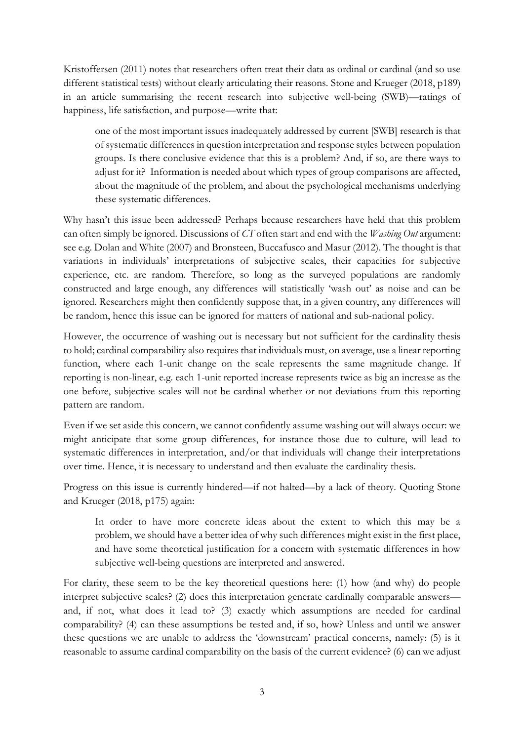Kristoffersen (2011) notes that researchers often treat their data as ordinal or cardinal (and so use different statistical tests) without clearly articulating their reasons. Stone and Krueger (2018, p189) in an article summarising the recent research into subjective well-being (SWB)—ratings of happiness, life satisfaction, and purpose—write that:

> one of the most important issues inadequately addressed by current [SWB] research is that of systematic differences in question interpretation and response styles between population groups. Is there conclusive evidence that this is a problem? And, if so, are there ways to adjust for it? Information is needed about which types of group comparisons are affected, about the magnitude of the problem, and about the psychological mechanisms underlying these systematic differences.

Why hasn't this issue been addressed? Perhaps because researchers have held that this problem can often simply be ignored. Discussions of *CT* often start and end with the *Washing Out* argument: see e.g. Dolan and White (2007) and Bronsteen, Buccafusco and Masur (2012). The thought is that variations in individuals' interpretations of subjective scales, their capacities for subjective experience, etc. are random. Therefore, so long as the surveyed populations are randomly constructed and large enough, any differences will statistically 'wash out' as noise and can be ignored. Researchers might then confidently suppose that, in a given country, any differences will be random, hence this issue can be ignored for matters of national and sub-national policy.

However, the occurrence of washing out is necessary but not sufficient for the cardinality thesis to hold; cardinal comparability also requires that individuals must, on average, use a linear reporting function, where each 1-unit change on the scale represents the same magnitude change. If reporting is non-linear, e.g. each 1-unit reported increase represents twice as big an increase as the one before, subjective scales will not be cardinal whether or not deviations from this reporting pattern are random.

Even if we set aside this concern, we cannot confidently assume washing out will always occur: we might anticipate that some group differences, for instance those due to culture, will lead to systematic differences in interpretation, and/or that individuals will change their interpretations over time. Hence, it is necessary to understand and then evaluate the cardinality thesis.

Progress on this issue is currently hindered—if not halted—by a lack of theory. Quoting Stone and Krueger (2018, p175) again:

> In order to have more concrete ideas about the extent to which this may be a problem, we should have a better idea of why such differences might exist in the first place, and have some theoretical justification for a concern with systematic differences in how subjective well-being questions are interpreted and answered.

For clarity, these seem to be the key theoretical questions here: (1) how (and why) do people interpret subjective scales? (2) does this interpretation generate cardinally comparable answers—and, if not, what does it lead to? (3) exactly which assumptions are needed for cardinal comparability? (4) can these assumptions be tested and, if so, how? Unless and until we answer these questions we are unable to address the 'downstream' practical concerns, namely: (5) is it reasonable to assume cardinal comparability on the basis of the current evidence? (6) can we adjust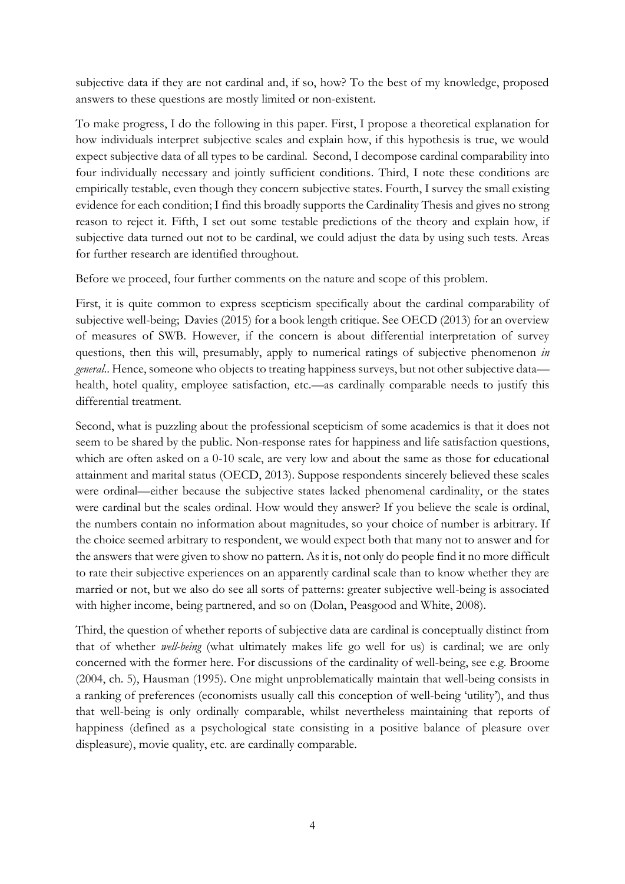subjective data if they are not cardinal and, if so, how? To the best of my knowledge, proposed answers to these questions are mostly limited or non-existent.

To make progress, I do the following in this paper. First, I propose a theoretical explanation for how individuals interpret subjective scales and explain how, if this hypothesis is true, we would expect subjective data of all types to be cardinal. Second, I decompose cardinal comparability into four individually necessary and jointly sufficient conditions. Third, I note these conditions are empirically testable, even though they concern subjective states. Fourth, I survey the small existing evidence for each condition; I find this broadly supports the Cardinality Thesis and gives no strong reason to reject it. Fifth, I set out some testable predictions of the theory and explain how, if subjective data turned out not to be cardinal, we could adjust the data by using such tests. Areas for further research are identified throughout.

Before we proceed, four further comments on the nature and scope of this problem.

First, it is quite common to express scepticism specifically about the cardinal comparability of subjective well-being; Davies (2015) for a book length critique. See OECD (2013) for an overview of measures of SWB. However, if the concern is about differential interpretation of survey questions, then this will, presumably, apply to numerical ratings of subjective phenomenon *in general*.. Hence, someone who objects to treating happiness surveys, but not other subjective data—health, hotel quality, employee satisfaction, etc.—as cardinally comparable needs to justify this differential treatment.

Second, what is puzzling about the professional scepticism of some academics is that it does not seem to be shared by the public. Non-response rates for happiness and life satisfaction questions, which are often asked on a 0-10 scale, are very low and about the same as those for educational attainment and marital status (OECD, 2013). Suppose respondents sincerely believed these scales were ordinal—either because the subjective states lacked phenomenal cardinality, or the states were cardinal but the scales ordinal. How would they answer? If you believe the scale is ordinal, the numbers contain no information about magnitudes, so your choice of number is arbitrary. If the choice seemed arbitrary to respondent, we would expect both that many not to answer and for the answers that were given to show no pattern. As it is, not only do people find it no more difficult to rate their subjective experiences on an apparently cardinal scale than to know whether they are married or not, but we also do see all sorts of patterns: greater subjective well-being is associated with higher income, being partnered, and so on (Dolan, Peasgood and White, 2008).

Third, the question of whether reports of subjective data are cardinal is conceptually distinct from that of whether *well-being* (what ultimately makes life go well for us) is cardinal; we are only concerned with the former here. For discussions of the cardinality of well-being, see e.g. Broome (2004, ch. 5), Hausman (1995). One might unproblematically maintain that well-being consists in a ranking of preferences (economists usually call this conception of well-being 'utility'), and thus that well-being is only ordinally comparable, whilst nevertheless maintaining that reports of happiness (defined as a psychological state consisting in a positive balance of pleasure over displeasure), movie quality, etc. are cardinally comparable.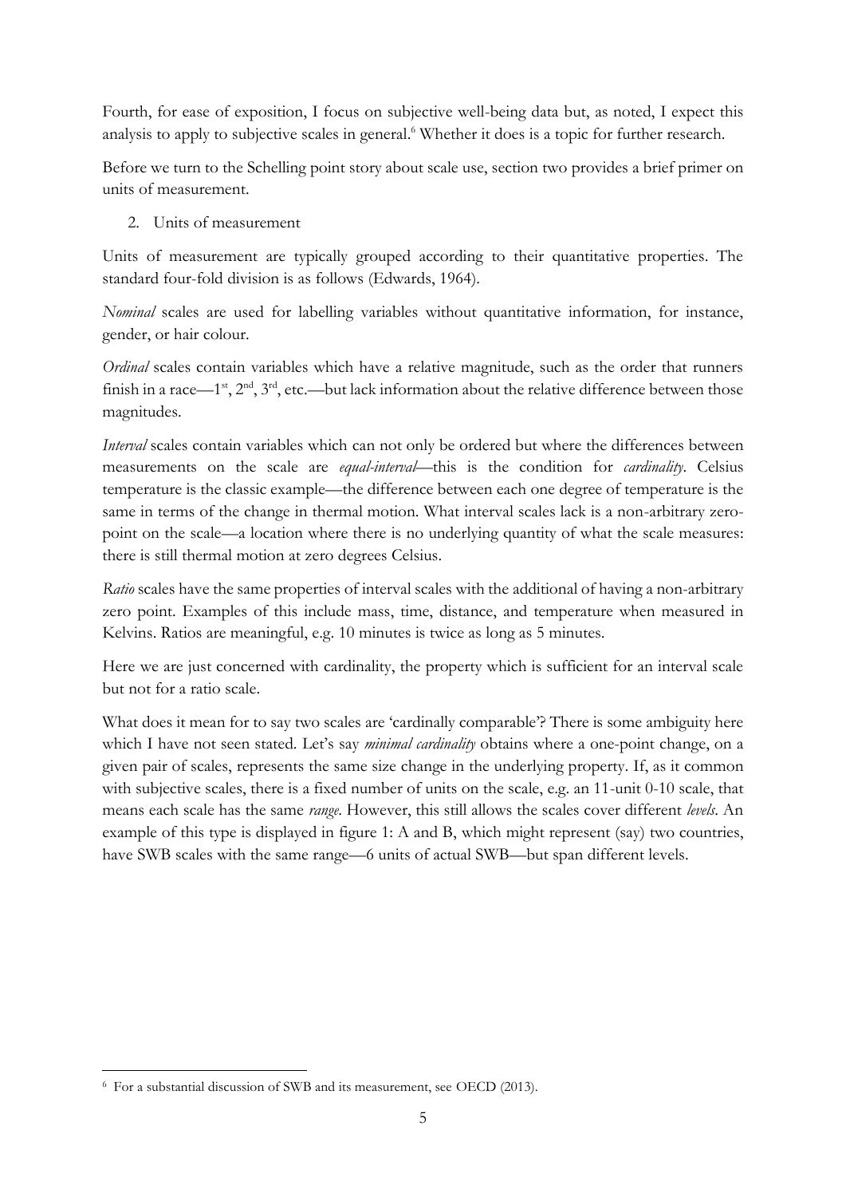Fourth, for ease of exposition, I focus on subjective well-being data but, as noted, I expect this analysis to apply to subjective scales in general.[6] Whether it does is a topic for further research.

Before we turn to the Schelling point story about scale use, section two provides a brief primer on units of measurement.

## 2. Units of measurement

Units of measurement are typically grouped according to their quantitative properties. The standard four-fold division is as follows (Edwards, 1964).

*Nominal* scales are used for labelling variables without quantitative information, for instance, gender, or hair colour.

*Ordinal* scales contain variables which have a relative magnitude, such as the order that runners finish in a race—1st, 2nd, 3rd, etc.—but lack information about the relative difference between those magnitudes.

*Interval* scales contain variables which can not only be ordered but where the differences between measurements on the scale are *equal-interval*—this is the condition for *cardinality*. Celsius temperature is the classic example—the difference between each one degree of temperature is the same in terms of the change in thermal motion. What interval scales lack is a non-arbitrary zero-point on the scale—a location where there is no underlying quantity of what the scale measures: there is still thermal motion at zero degrees Celsius.

*Ratio* scales have the same properties of interval scales with the additional of having a non-arbitrary zero point. Examples of this include mass, time, distance, and temperature when measured in Kelvins. Ratios are meaningful, e.g. 10 minutes is twice as long as 5 minutes.

Here we are just concerned with cardinality, the property which is sufficient for an interval scale but not for a ratio scale.

What does it mean for to say two scales are 'cardinally comparable'? There is some ambiguity here which I have not seen stated. Let's say *minimal cardinality* obtains where a one-point change, on a given pair of scales, represents the same size change in the underlying property. If, as it common with subjective scales, there is a fixed number of units on the scale, e.g. an 11-unit 0-10 scale, that means each scale has the same *range*. However, this still allows the scales cover different *levels*. An example of this type is displayed in figure 1: A and B, which might represent (say) two countries, have SWB scales with the same range—6 units of actual SWB—but span different levels.

[6] For a substantial discussion of SWB and its measurement, see OECD (2013).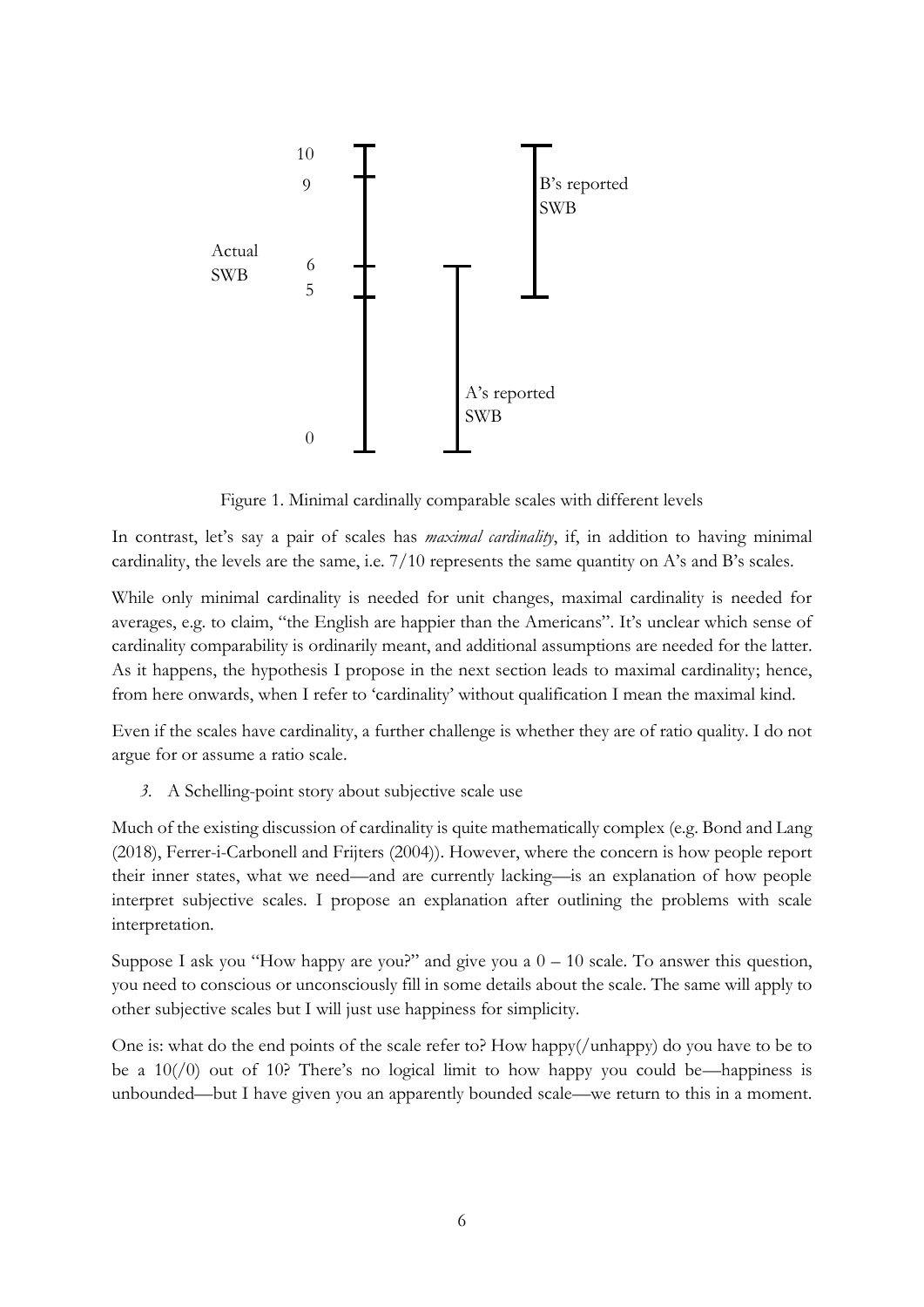Figure 1. Minimal cardinally comparable scales with different levels

In contrast, let's say a pair of scales has *maximal cardinality*, if, in addition to having minimal cardinality, the levels are the same, i.e. 7/10 represents the same quantity on A's and B's scales.

While only minimal cardinality is needed for unit changes, maximal cardinality is needed for averages, e.g. to claim, "the English are happier than the Americans". It's unclear which sense of cardinality comparability is ordinarily meant, and additional assumptions are needed for the latter. As it happens, the hypothesis I propose in the next section leads to maximal cardinality; hence, from here onwards, when I refer to 'cardinality' without qualification I mean the maximal kind.

Even if the scales have cardinality, a further challenge is whether they are of ratio quality. I do not argue for or assume a ratio scale.

## *3.* A Schelling-point story about subjective scale use

Much of the existing discussion of cardinality is quite mathematically complex (e.g. Bond and Lang (2018), Ferrer-i-Carbonell and Frijters (2004)). However, where the concern is how people report their inner states, what we need—and are currently lacking—is an explanation of how people interpret subjective scales. I propose an explanation after outlining the problems with scale interpretation.

Suppose I ask you "How happy are you?" and give you a 0 – 10 scale. To answer this question, you need to conscious or unconsciously fill in some details about the scale. The same will apply to other subjective scales but I will just use happiness for simplicity.

One is: what do the end points of the scale refer to? How happy(/unhappy) do you have to be to be a 10(/0) out of 10? There's no logical limit to how happy you could be—happiness is unbounded—but I have given you an apparently bounded scale—we return to this in a moment.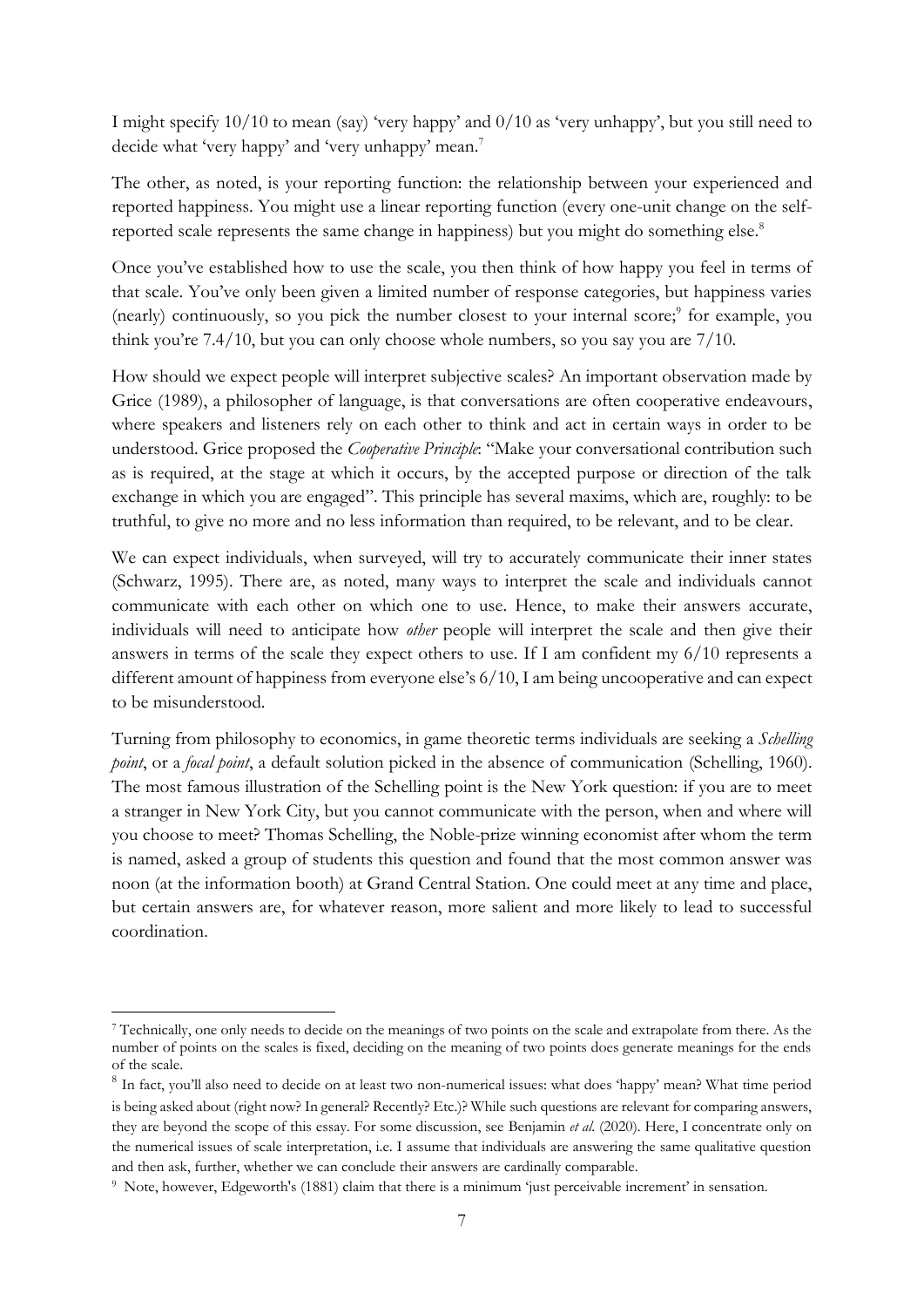I might specify 10/10 to mean (say) 'very happy' and 0/10 as 'very unhappy', but you still need to decide what 'very happy' and 'very unhappy' mean.[7]

The other, as noted, is your reporting function: the relationship between your experienced and reported happiness. You might use a linear reporting function (every one-unit change on the self-reported scale represents the same change in happiness) but you might do something else.[8]

Once you've established how to use the scale, you then think of how happy you feel in terms of that scale. You've only been given a limited number of response categories, but happiness varies (nearly) continuously, so you pick the number closest to your internal score;[9] for example, you think you're 7.4/10, but you can only choose whole numbers, so you say you are 7/10.

How should we expect people will interpret subjective scales? An important observation made by Grice (1989), a philosopher of language, is that conversations are often cooperative endeavours, where speakers and listeners rely on each other to think and act in certain ways in order to be understood. Grice proposed the *Cooperative Principle*: "Make your conversational contribution such as is required, at the stage at which it occurs, by the accepted purpose or direction of the talk exchange in which you are engaged". This principle has several maxims, which are, roughly: to be truthful, to give no more and no less information than required, to be relevant, and to be clear.

We can expect individuals, when surveyed, will try to accurately communicate their inner states (Schwarz, 1995). There are, as noted, many ways to interpret the scale and individuals cannot communicate with each other on which one to use. Hence, to make their answers accurate, individuals will need to anticipate how *other* people will interpret the scale and then give their answers in terms of the scale they expect others to use. If I am confident my 6/10 represents a different amount of happiness from everyone else's 6/10, I am being uncooperative and can expect to be misunderstood.

Turning from philosophy to economics, in game theoretic terms individuals are seeking a *Schelling point*, or a *focal point*, a default solution picked in the absence of communication (Schelling, 1960). The most famous illustration of the Schelling point is the New York question: if you are to meet a stranger in New York City, but you cannot communicate with the person, when and where will you choose to meet? Thomas Schelling, the Noble-prize winning economist after whom the term is named, asked a group of students this question and found that the most common answer was noon (at the information booth) at Grand Central Station. One could meet at any time and place, but certain answers are, for whatever reason, more salient and more likely to lead to successful coordination.

---

[7] Technically, one only needs to decide on the meanings of two points on the scale and extrapolate from there. As the number of points on the scales is fixed, deciding on the meaning of two points does generate meanings for the ends of the scale.

[8] In fact, you'll also need to decide on at least two non-numerical issues: what does 'happy' mean? What time period is being asked about (right now? In general? Recently? Etc.)? While such questions are relevant for comparing answers, they are beyond the scope of this essay. For some discussion, see Benjamin *et al.* (2020). Here, I concentrate only on the numerical issues of scale interpretation, i.e. I assume that individuals are answering the same qualitative question and then ask, further, whether we can conclude their answers are cardinally comparable.

[9] Note, however, Edgeworth's (1881) claim that there is a minimum 'just perceivable increment' in sensation.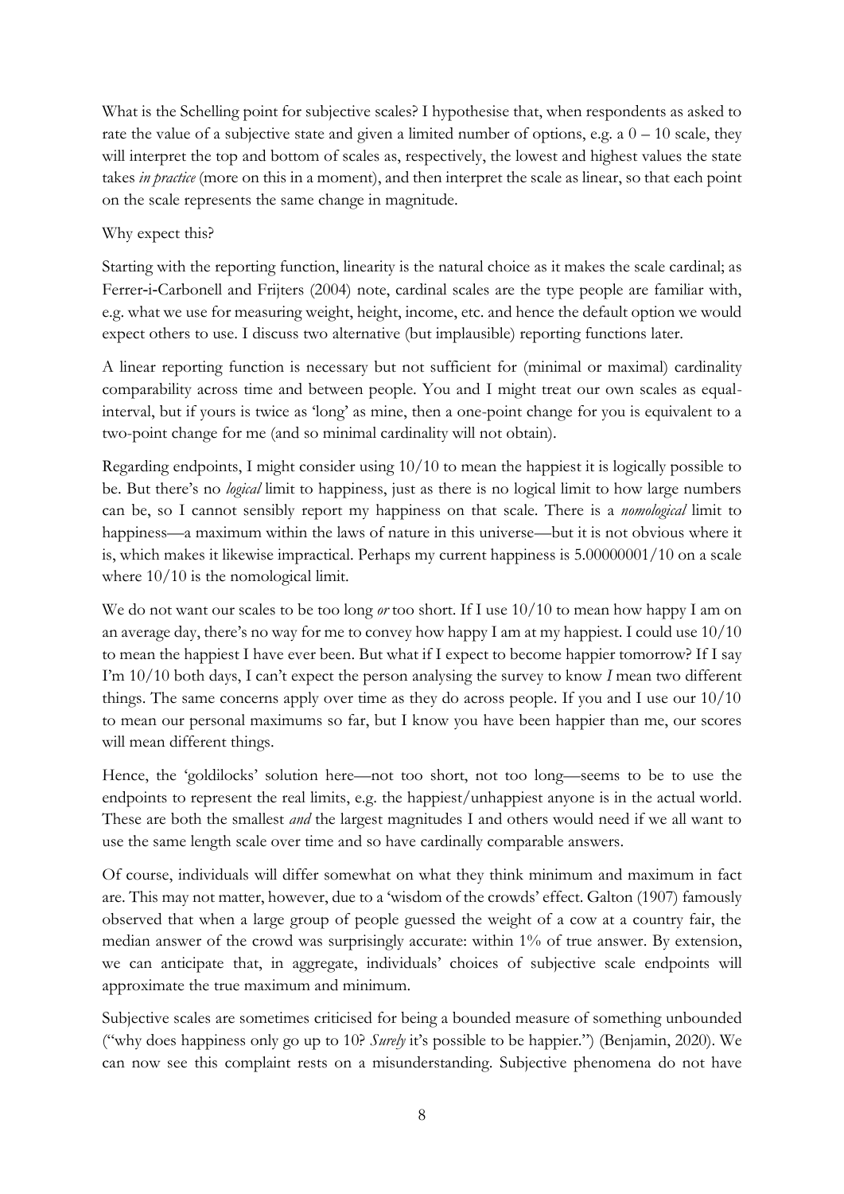What is the Schelling point for subjective scales? I hypothesise that, when respondents as asked to rate the value of a subjective state and given a limited number of options, e.g. a 0 – 10 scale, they will interpret the top and bottom of scales as, respectively, the lowest and highest values the state takes *in practice* (more on this in a moment), and then interpret the scale as linear, so that each point on the scale represents the same change in magnitude.

Why expect this?

Starting with the reporting function, linearity is the natural choice as it makes the scale cardinal; as Ferrer-i-Carbonell and Frijters (2004) note, cardinal scales are the type people are familiar with, e.g. what we use for measuring weight, height, income, etc. and hence the default option we would expect others to use. I discuss two alternative (but implausible) reporting functions later.

A linear reporting function is necessary but not sufficient for (minimal or maximal) cardinality comparability across time and between people. You and I might treat our own scales as equal-interval, but if yours is twice as 'long' as mine, then a one-point change for you is equivalent to a two-point change for me (and so minimal cardinality will not obtain).

Regarding endpoints, I might consider using 10/10 to mean the happiest it is logically possible to be. But there's no *logical* limit to happiness, just as there is no logical limit to how large numbers can be, so I cannot sensibly report my happiness on that scale. There is a *nomological* limit to happiness—a maximum within the laws of nature in this universe—but it is not obvious where it is, which makes it likewise impractical. Perhaps my current happiness is 5.00000001/10 on a scale where 10/10 is the nomological limit.

We do not want our scales to be too long *or* too short. If I use 10/10 to mean how happy I am on an average day, there's no way for me to convey how happy I am at my happiest. I could use 10/10 to mean the happiest I have ever been. But what if I expect to become happier tomorrow? If I say I'm 10/10 both days, I can't expect the person analysing the survey to know *I* mean two different things. The same concerns apply over time as they do across people. If you and I use our 10/10 to mean our personal maximums so far, but I know you have been happier than me, our scores will mean different things.

Hence, the 'goldilocks' solution here—not too short, not too long—seems to be to use the endpoints to represent the real limits, e.g. the happiest/unhappiest anyone is in the actual world. These are both the smallest *and* the largest magnitudes I and others would need if we all want to use the same length scale over time and so have cardinally comparable answers.

Of course, individuals will differ somewhat on what they think minimum and maximum in fact are. This may not matter, however, due to a 'wisdom of the crowds' effect. Galton (1907) famously observed that when a large group of people guessed the weight of a cow at a country fair, the median answer of the crowd was surprisingly accurate: within 1% of true answer. By extension, we can anticipate that, in aggregate, individuals' choices of subjective scale endpoints will approximate the true maximum and minimum.

Subjective scales are sometimes criticised for being a bounded measure of something unbounded ("why does happiness only go up to 10? *Surely* it's possible to be happier.") (Benjamin, 2020). We can now see this complaint rests on a misunderstanding. Subjective phenomena do not have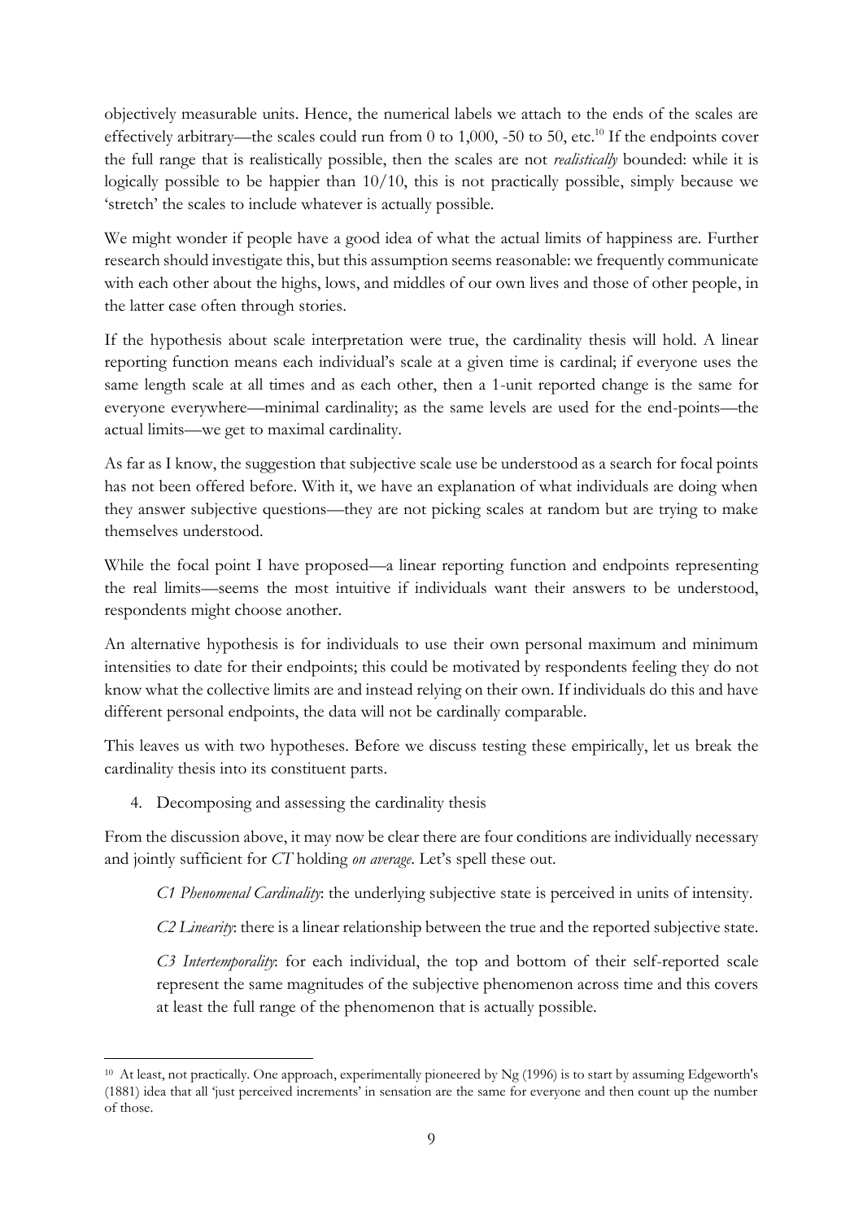objectively measurable units. Hence, the numerical labels we attach to the ends of the scales are effectively arbitrary—the scales could run from 0 to 1,000, -50 to 50, etc.[10] If the endpoints cover the full range that is realistically possible, then the scales are not *realistically* bounded: while it is logically possible to be happier than 10/10, this is not practically possible, simply because we 'stretch' the scales to include whatever is actually possible.

We might wonder if people have a good idea of what the actual limits of happiness are. Further research should investigate this, but this assumption seems reasonable: we frequently communicate with each other about the highs, lows, and middles of our own lives and those of other people, in the latter case often through stories.

If the hypothesis about scale interpretation were true, the cardinality thesis will hold. A linear reporting function means each individual's scale at a given time is cardinal; if everyone uses the same length scale at all times and as each other, then a 1-unit reported change is the same for everyone everywhere—minimal cardinality; as the same levels are used for the end-points—the actual limits—we get to maximal cardinality.

As far as I know, the suggestion that subjective scale use be understood as a search for focal points has not been offered before. With it, we have an explanation of what individuals are doing when they answer subjective questions—they are not picking scales at random but are trying to make themselves understood.

While the focal point I have proposed—a linear reporting function and endpoints representing the real limits—seems the most intuitive if individuals want their answers to be understood, respondents might choose another.

An alternative hypothesis is for individuals to use their own personal maximum and minimum intensities to date for their endpoints; this could be motivated by respondents feeling they do not know what the collective limits are and instead relying on their own. If individuals do this and have different personal endpoints, the data will not be cardinally comparable.

This leaves us with two hypotheses. Before we discuss testing these empirically, let us break the cardinality thesis into its constituent parts.

## 4. Decomposing and assessing the cardinality thesis

From the discussion above, it may now be clear there are four conditions are individually necessary and jointly sufficient for *CT* holding *on average*. Let's spell these out.

> *C1 Phenomenal Cardinality*: the underlying subjective state is perceived in units of intensity.
>
> *C2 Linearity*: there is a linear relationship between the true and the reported subjective state.
>
> *C3 Intertemporality*: for each individual, the top and bottom of their self-reported scale represent the same magnitudes of the subjective phenomenon across time and this covers at least the full range of the phenomenon that is actually possible.

[10] At least, not practically. One approach, experimentally pioneered by Ng (1996) is to start by assuming Edgeworth's (1881) idea that all 'just perceived increments' in sensation are the same for everyone and then count up the number of those.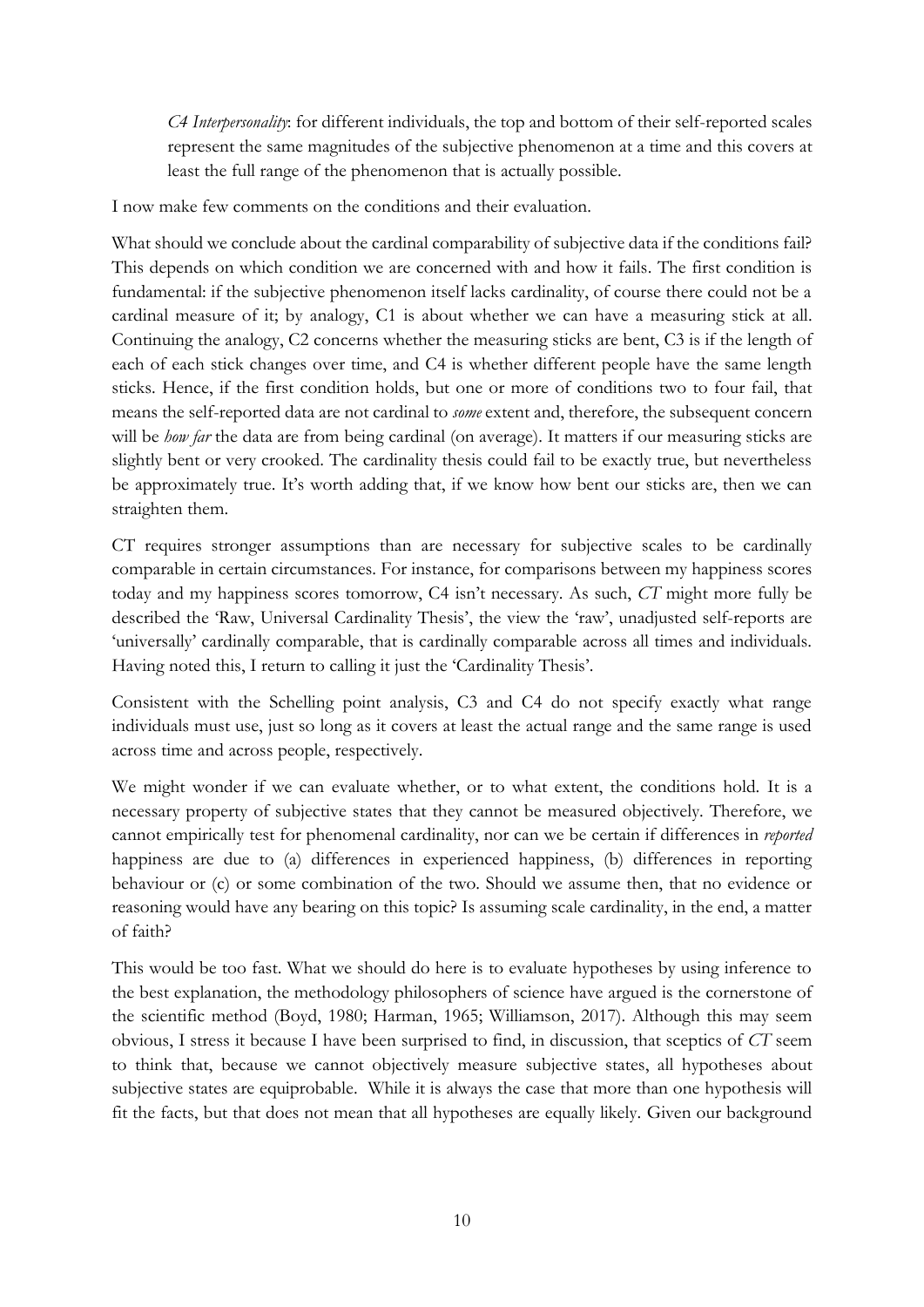*C4 Interpersonality*: for different individuals, the top and bottom of their self-reported scales represent the same magnitudes of the subjective phenomenon at a time and this covers at least the full range of the phenomenon that is actually possible.

I now make few comments on the conditions and their evaluation.

What should we conclude about the cardinal comparability of subjective data if the conditions fail? This depends on which condition we are concerned with and how it fails. The first condition is fundamental: if the subjective phenomenon itself lacks cardinality, of course there could not be a cardinal measure of it; by analogy, C1 is about whether we can have a measuring stick at all. Continuing the analogy, C2 concerns whether the measuring sticks are bent, C3 is if the length of each of each stick changes over time, and C4 is whether different people have the same length sticks. Hence, if the first condition holds, but one or more of conditions two to four fail, that means the self-reported data are not cardinal to *some* extent and, therefore, the subsequent concern will be *how far* the data are from being cardinal (on average). It matters if our measuring sticks are slightly bent or very crooked. The cardinality thesis could fail to be exactly true, but nevertheless be approximately true. It's worth adding that, if we know how bent our sticks are, then we can straighten them.

CT requires stronger assumptions than are necessary for subjective scales to be cardinally comparable in certain circumstances. For instance, for comparisons between my happiness scores today and my happiness scores tomorrow, C4 isn't necessary. As such, *CT* might more fully be described the 'Raw, Universal Cardinality Thesis', the view the 'raw', unadjusted self-reports are 'universally' cardinally comparable, that is cardinally comparable across all times and individuals. Having noted this, I return to calling it just the 'Cardinality Thesis'.

Consistent with the Schelling point analysis, C3 and C4 do not specify exactly what range individuals must use, just so long as it covers at least the actual range and the same range is used across time and across people, respectively.

We might wonder if we can evaluate whether, or to what extent, the conditions hold. It is a necessary property of subjective states that they cannot be measured objectively. Therefore, we cannot empirically test for phenomenal cardinality, nor can we be certain if differences in *reported* happiness are due to (a) differences in experienced happiness, (b) differences in reporting behaviour or (c) or some combination of the two. Should we assume then, that no evidence or reasoning would have any bearing on this topic? Is assuming scale cardinality, in the end, a matter of faith?

This would be too fast. What we should do here is to evaluate hypotheses by using inference to the best explanation, the methodology philosophers of science have argued is the cornerstone of the scientific method (Boyd, 1980; Harman, 1965; Williamson, 2017). Although this may seem obvious, I stress it because I have been surprised to find, in discussion, that sceptics of *CT* seem to think that, because we cannot objectively measure subjective states, all hypotheses about subjective states are equiprobable. While it is always the case that more than one hypothesis will fit the facts, but that does not mean that all hypotheses are equally likely. Given our background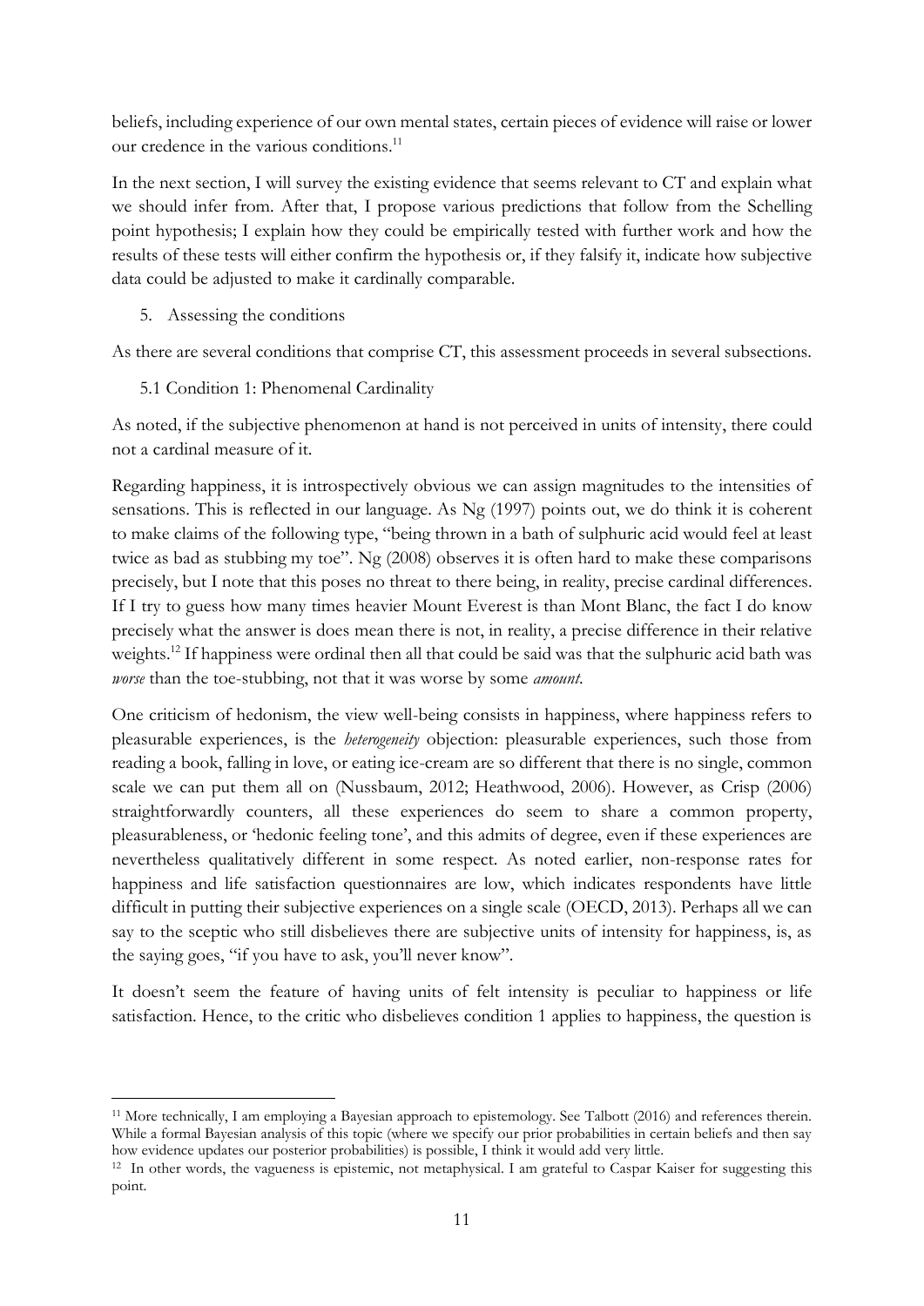beliefs, including experience of our own mental states, certain pieces of evidence will raise or lower our credence in the various conditions.[11]

In the next section, I will survey the existing evidence that seems relevant to CT and explain what we should infer from. After that, I propose various predictions that follow from the Schelling point hypothesis; I explain how they could be empirically tested with further work and how the results of these tests will either confirm the hypothesis or, if they falsify it, indicate how subjective data could be adjusted to make it cardinally comparable.

## 5. Assessing the conditions

As there are several conditions that comprise CT, this assessment proceeds in several subsections.

### 5.1 Condition 1: Phenomenal Cardinality

As noted, if the subjective phenomenon at hand is not perceived in units of intensity, there could not a cardinal measure of it.

Regarding happiness, it is introspectively obvious we can assign magnitudes to the intensities of sensations. This is reflected in our language. As Ng (1997) points out, we do think it is coherent to make claims of the following type, "being thrown in a bath of sulphuric acid would feel at least twice as bad as stubbing my toe". Ng (2008) observes it is often hard to make these comparisons precisely, but I note that this poses no threat to there being, in reality, precise cardinal differences. If I try to guess how many times heavier Mount Everest is than Mont Blanc, the fact I do know precisely what the answer is does mean there is not, in reality, a precise difference in their relative weights.[12] If happiness were ordinal then all that could be said was that the sulphuric acid bath was *worse* than the toe-stubbing, not that it was worse by some *amount*.

One criticism of hedonism, the view well-being consists in happiness, where happiness refers to pleasurable experiences, is the *heterogeneity* objection: pleasurable experiences, such those from reading a book, falling in love, or eating ice-cream are so different that there is no single, common scale we can put them all on (Nussbaum, 2012; Heathwood, 2006). However, as Crisp (2006) straightforwardly counters, all these experiences do seem to share a common property, pleasurableness, or 'hedonic feeling tone', and this admits of degree, even if these experiences are nevertheless qualitatively different in some respect. As noted earlier, non-response rates for happiness and life satisfaction questionnaires are low, which indicates respondents have little difficult in putting their subjective experiences on a single scale (OECD, 2013). Perhaps all we can say to the sceptic who still disbelieves there are subjective units of intensity for happiness, is, as the saying goes, "if you have to ask, you'll never know".

It doesn't seem the feature of having units of felt intensity is peculiar to happiness or life satisfaction. Hence, to the critic who disbelieves condition 1 applies to happiness, the question is

---

[11] More technically, I am employing a Bayesian approach to epistemology. See Talbott (2016) and references therein. While a formal Bayesian analysis of this topic (where we specify our prior probabilities in certain beliefs and then say how evidence updates our posterior probabilities) is possible, I think it would add very little.

[12] In other words, the vagueness is epistemic, not metaphysical. I am grateful to Caspar Kaiser for suggesting this point.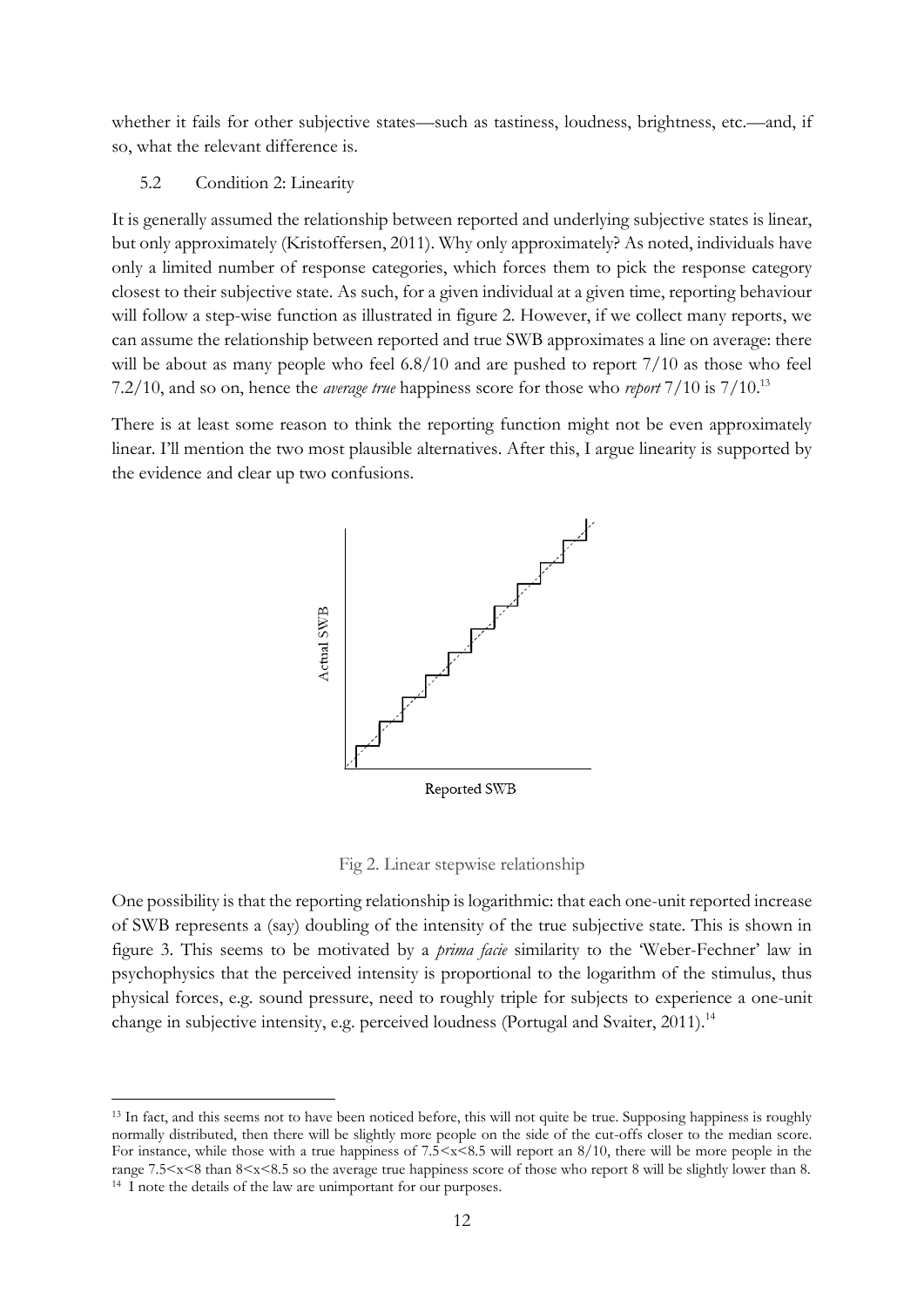whether it fails for other subjective states—such as tastiness, loudness, brightness, etc.—and, if so, what the relevant difference is.

### 5.2 Condition 2: Linearity

It is generally assumed the relationship between reported and underlying subjective states is linear, but only approximately (Kristoffersen, 2011). Why only approximately? As noted, individuals have only a limited number of response categories, which forces them to pick the response category closest to their subjective state. As such, for a given individual at a given time, reporting behaviour will follow a step-wise function as illustrated in figure 2. However, if we collect many reports, we can assume the relationship between reported and true SWB approximates a line on average: there will be about as many people who feel 6.8/10 and are pushed to report 7/10 as those who feel 7.2/10, and so on, hence the *average true* happiness score for those who *report* 7/10 is 7/10.[13]

There is at least some reason to think the reporting function might not be even approximately linear. I'll mention the two most plausible alternatives. After this, I argue linearity is supported by the evidence and clear up two confusions.

Fig 2. Linear stepwise relationship

One possibility is that the reporting relationship is logarithmic: that each one-unit reported increase of SWB represents a (say) doubling of the intensity of the true subjective state. This is shown in figure 3. This seems to be motivated by a *prima facie* similarity to the 'Weber-Fechner' law in psychophysics that the perceived intensity is proportional to the logarithm of the stimulus, thus physical forces, e.g. sound pressure, need to roughly triple for subjects to experience a one-unit change in subjective intensity, e.g. perceived loudness (Portugal and Svaiter, 2011).[14]

---

[13] In fact, and this seems not to have been noticed before, this will not quite be true. Supposing happiness is roughly normally distributed, then there will be slightly more people on the side of the cut-offs closer to the median score. For instance, while those with a true happiness of $7.5<x<8.5$ will report an 8/10, there will be more people in the range $7.5<x<8$ than $8<x<8.5$ so the average true happiness score of those who report 8 will be slightly lower than 8.

[14] I note the details of the law are unimportant for our purposes.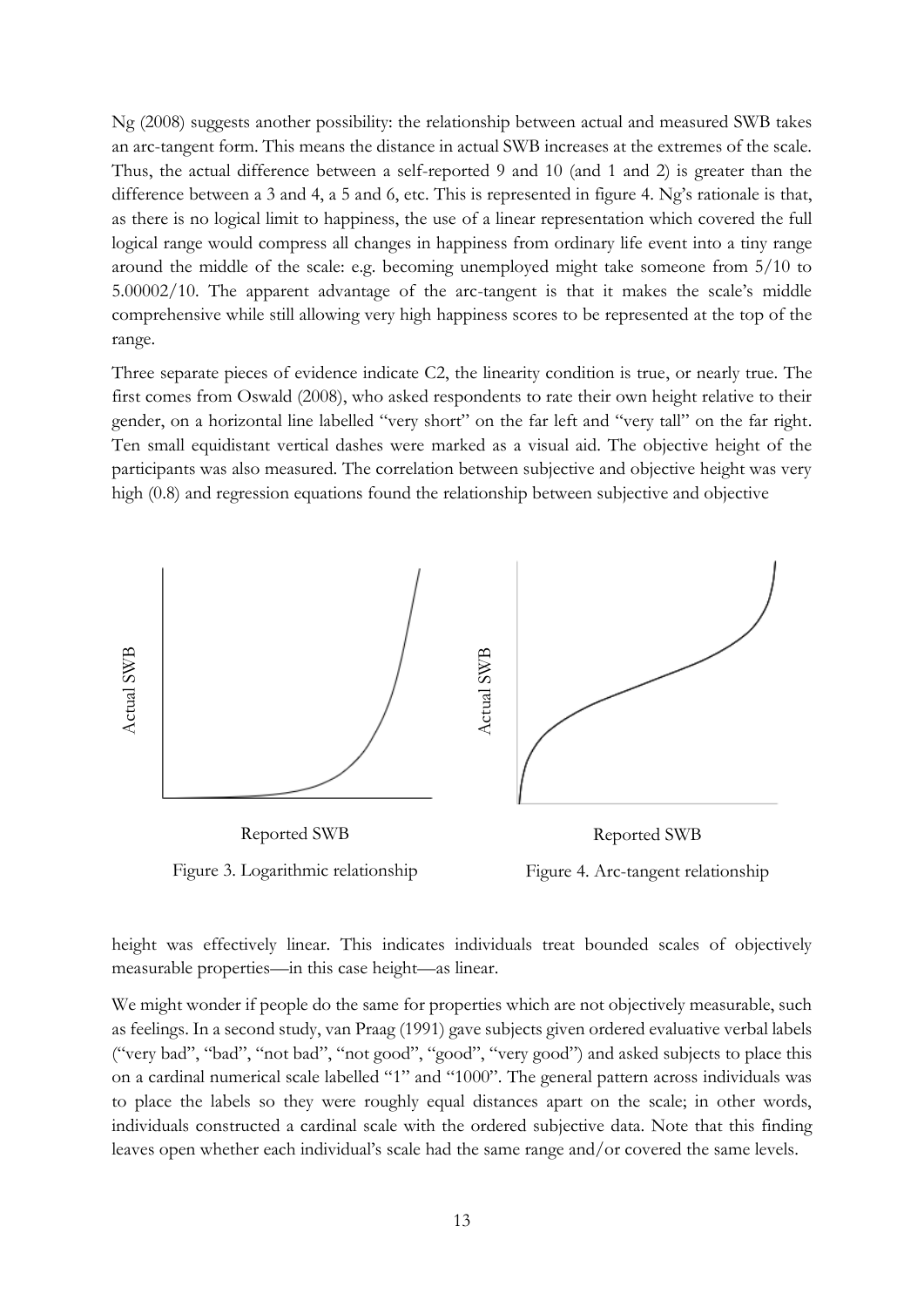Ng (2008) suggests another possibility: the relationship between actual and measured SWB takes an arc-tangent form. This means the distance in actual SWB increases at the extremes of the scale. Thus, the actual difference between a self-reported 9 and 10 (and 1 and 2) is greater than the difference between a 3 and 4, a 5 and 6, etc. This is represented in figure 4. Ng's rationale is that, as there is no logical limit to happiness, the use of a linear representation which covered the full logical range would compress all changes in happiness from ordinary life event into a tiny range around the middle of the scale: e.g. becoming unemployed might take someone from 5/10 to 5.00002/10. The apparent advantage of the arc-tangent is that it makes the scale's middle comprehensive while still allowing very high happiness scores to be represented at the top of the range.

Three separate pieces of evidence indicate C2, the linearity condition is true, or nearly true. The first comes from Oswald (2008), who asked respondents to rate their own height relative to their gender, on a horizontal line labelled "very short" on the far left and "very tall" on the far right. Ten small equidistant vertical dashes were marked as a visual aid. The objective height of the participants was also measured. The correlation between subjective and objective height was very high (0.8) and regression equations found the relationship between subjective and objective

Figure 3. Logarithmic relationship

Figure 4. Arc-tangent relationship

height was effectively linear. This indicates individuals treat bounded scales of objectively measurable properties—in this case height—as linear.

We might wonder if people do the same for properties which are not objectively measurable, such as feelings. In a second study, van Praag (1991) gave subjects given ordered evaluative verbal labels ("very bad", "bad", "not bad", "not good", "good", "very good") and asked subjects to place this on a cardinal numerical scale labelled "1" and "1000". The general pattern across individuals was to place the labels so they were roughly equal distances apart on the scale; in other words, individuals constructed a cardinal scale with the ordered subjective data. Note that this finding leaves open whether each individual's scale had the same range and/or covered the same levels.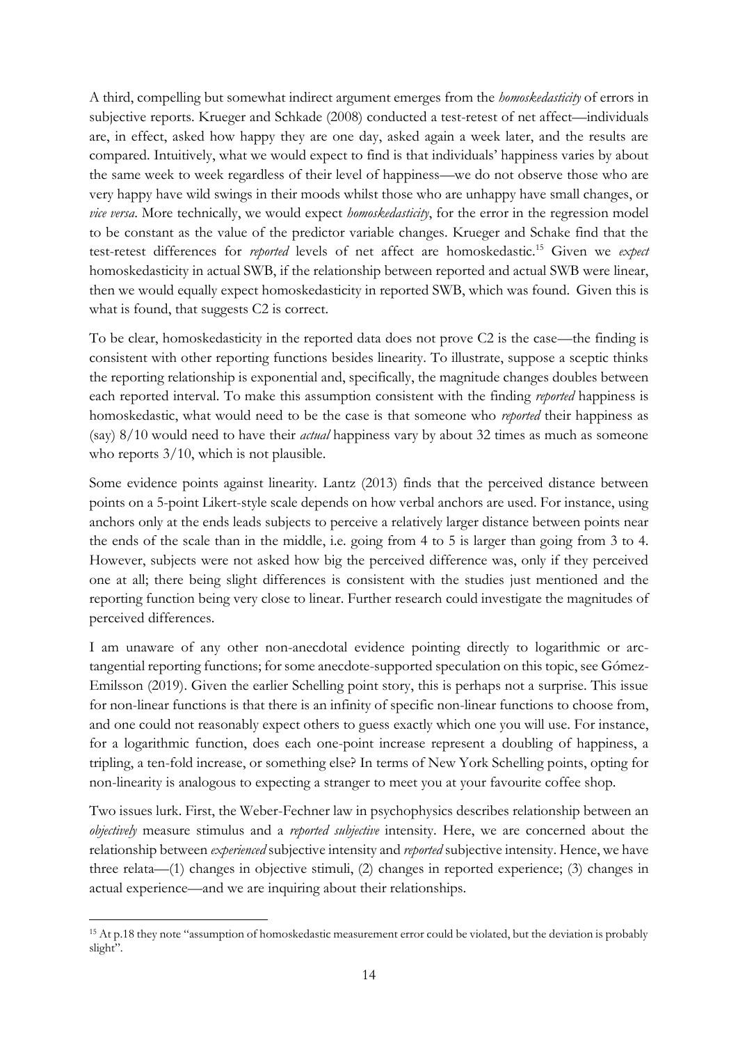A third, compelling but somewhat indirect argument emerges from the *homoskedasticity* of errors in subjective reports. Krueger and Schkade (2008) conducted a test-retest of net affect—individuals are, in effect, asked how happy they are one day, asked again a week later, and the results are compared. Intuitively, what we would expect to find is that individuals' happiness varies by about the same week to week regardless of their level of happiness—we do not observe those who are very happy have wild swings in their moods whilst those who are unhappy have small changes, or *vice versa*. More technically, we would expect *homoskedasticity*, for the error in the regression model to be constant as the value of the predictor variable changes. Krueger and Schake find that the test-retest differences for *reported* levels of net affect are homoskedastic.[15] Given we *expect* homoskedasticity in actual SWB, if the relationship between reported and actual SWB were linear, then we would equally expect homoskedasticity in reported SWB, which was found. Given this is what is found, that suggests C2 is correct.

To be clear, homoskedasticity in the reported data does not prove C2 is the case—the finding is consistent with other reporting functions besides linearity. To illustrate, suppose a sceptic thinks the reporting relationship is exponential and, specifically, the magnitude changes doubles between each reported interval. To make this assumption consistent with the finding *reported* happiness is homoskedastic, what would need to be the case is that someone who *reported* their happiness as (say) 8/10 would need to have their *actual* happiness vary by about 32 times as much as someone who reports 3/10, which is not plausible.

Some evidence points against linearity. Lantz (2013) finds that the perceived distance between points on a 5-point Likert-style scale depends on how verbal anchors are used. For instance, using anchors only at the ends leads subjects to perceive a relatively larger distance between points near the ends of the scale than in the middle, i.e. going from 4 to 5 is larger than going from 3 to 4. However, subjects were not asked how big the perceived difference was, only if they perceived one at all; there being slight differences is consistent with the studies just mentioned and the reporting function being very close to linear. Further research could investigate the magnitudes of perceived differences.

I am unaware of any other non-anecdotal evidence pointing directly to logarithmic or arc-tangential reporting functions; for some anecdote-supported speculation on this topic, see Gómez-Emilsson (2019). Given the earlier Schelling point story, this is perhaps not a surprise. This issue for non-linear functions is that there is an infinity of specific non-linear functions to choose from, and one could not reasonably expect others to guess exactly which one you will use. For instance, for a logarithmic function, does each one-point increase represent a doubling of happiness, a tripling, a ten-fold increase, or something else? In terms of New York Schelling points, opting for non-linearity is analogous to expecting a stranger to meet you at your favourite coffee shop.

Two issues lurk. First, the Weber-Fechner law in psychophysics describes relationship between an *objectively* measure stimulus and a *reported subjective* intensity. Here, we are concerned about the relationship between *experienced* subjective intensity and *reported* subjective intensity. Hence, we have three relata—(1) changes in objective stimuli, (2) changes in reported experience; (3) changes in actual experience—and we are inquiring about their relationships.

[15] At p.18 they note "assumption of homoskedastic measurement error could be violated, but the deviation is probably slight".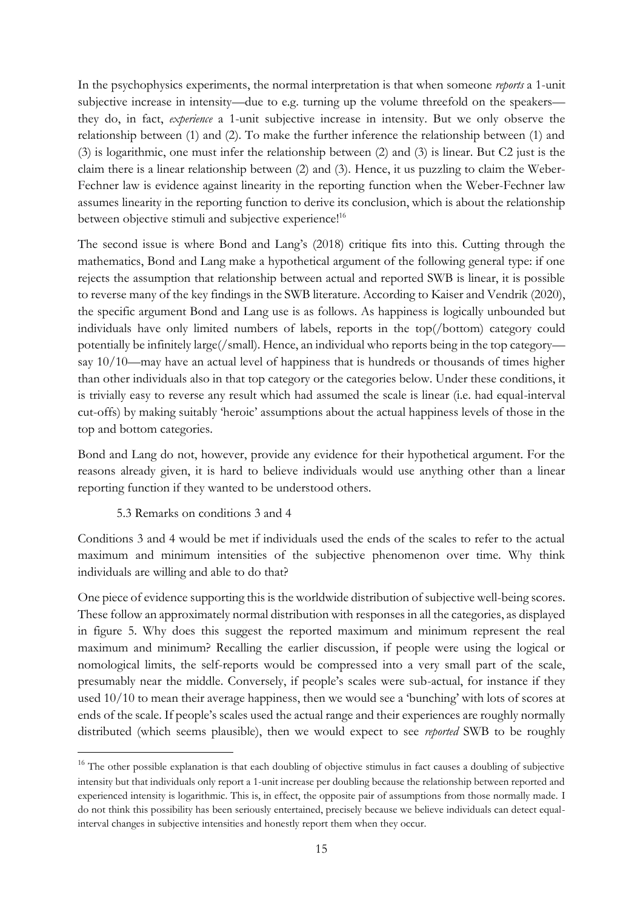In the psychophysics experiments, the normal interpretation is that when someone *reports* a 1-unit subjective increase in intensity—due to e.g. turning up the volume threefold on the speakers—they do, in fact, *experience* a 1-unit subjective increase in intensity. But we only observe the relationship between (1) and (2). To make the further inference the relationship between (1) and (3) is logarithmic, one must infer the relationship between (2) and (3) is linear. But C2 just is the claim there is a linear relationship between (2) and (3). Hence, it us puzzling to claim the Weber-Fechner law is evidence against linearity in the reporting function when the Weber-Fechner law assumes linearity in the reporting function to derive its conclusion, which is about the relationship between objective stimuli and subjective experience![16]

The second issue is where Bond and Lang's (2018) critique fits into this. Cutting through the mathematics, Bond and Lang make a hypothetical argument of the following general type: if one rejects the assumption that relationship between actual and reported SWB is linear, it is possible to reverse many of the key findings in the SWB literature. According to Kaiser and Vendrik (2020), the specific argument Bond and Lang use is as follows. As happiness is logically unbounded but individuals have only limited numbers of labels, reports in the top(/bottom) category could potentially be infinitely large(/small). Hence, an individual who reports being in the top category—say 10/10—may have an actual level of happiness that is hundreds or thousands of times higher than other individuals also in that top category or the categories below. Under these conditions, it is trivially easy to reverse any result which had assumed the scale is linear (i.e. had equal-interval cut-offs) by making suitably 'heroic' assumptions about the actual happiness levels of those in the top and bottom categories.

Bond and Lang do not, however, provide any evidence for their hypothetical argument. For the reasons already given, it is hard to believe individuals would use anything other than a linear reporting function if they wanted to be understood others.

### 5.3 Remarks on conditions 3 and 4

Conditions 3 and 4 would be met if individuals used the ends of the scales to refer to the actual maximum and minimum intensities of the subjective phenomenon over time. Why think individuals are willing and able to do that?

One piece of evidence supporting this is the worldwide distribution of subjective well-being scores. These follow an approximately normal distribution with responses in all the categories, as displayed in figure 5. Why does this suggest the reported maximum and minimum represent the real maximum and minimum? Recalling the earlier discussion, if people were using the logical or nomological limits, the self-reports would be compressed into a very small part of the scale, presumably near the middle. Conversely, if people's scales were sub-actual, for instance if they used 10/10 to mean their average happiness, then we would see a 'bunching' with lots of scores at ends of the scale. If people's scales used the actual range and their experiences are roughly normally distributed (which seems plausible), then we would expect to see *reported* SWB to be roughly

[16] The other possible explanation is that each doubling of objective stimulus in fact causes a doubling of subjective intensity but that individuals only report a 1-unit increase per doubling because the relationship between reported and experienced intensity is logarithmic. This is, in effect, the opposite pair of assumptions from those normally made. I do not think this possibility has been seriously entertained, precisely because we believe individuals can detect equal-interval changes in subjective intensities and honestly report them when they occur.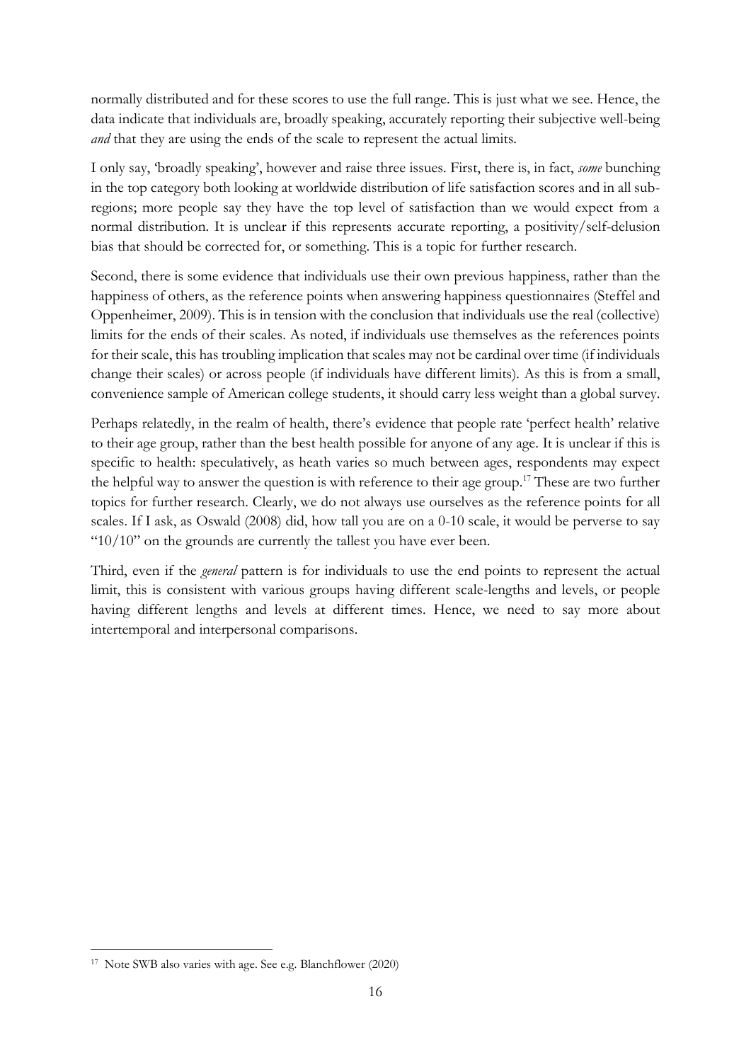normally distributed and for these scores to use the full range. This is just what we see. Hence, the data indicate that individuals are, broadly speaking, accurately reporting their subjective well-being *and* that they are using the ends of the scale to represent the actual limits.

I only say, 'broadly speaking', however and raise three issues. First, there is, in fact, *some* bunching in the top category both looking at worldwide distribution of life satisfaction scores and in all sub-regions; more people say they have the top level of satisfaction than we would expect from a normal distribution. It is unclear if this represents accurate reporting, a positivity/self-delusion bias that should be corrected for, or something. This is a topic for further research.

Second, there is some evidence that individuals use their own previous happiness, rather than the happiness of others, as the reference points when answering happiness questionnaires (Steffel and Oppenheimer, 2009). This is in tension with the conclusion that individuals use the real (collective) limits for the ends of their scales. As noted, if individuals use themselves as the references points for their scale, this has troubling implication that scales may not be cardinal over time (if individuals change their scales) or across people (if individuals have different limits). As this is from a small, convenience sample of American college students, it should carry less weight than a global survey.

Perhaps relatedly, in the realm of health, there's evidence that people rate 'perfect health' relative to their age group, rather than the best health possible for anyone of any age. It is unclear if this is specific to health: speculatively, as heath varies so much between ages, respondents may expect the helpful way to answer the question is with reference to their age group.[17] These are two further topics for further research. Clearly, we do not always use ourselves as the reference points for all scales. If I ask, as Oswald (2008) did, how tall you are on a 0-10 scale, it would be perverse to say "10/10" on the grounds are currently the tallest you have ever been.

Third, even if the *general* pattern is for individuals to use the end points to represent the actual limit, this is consistent with various groups having different scale-lengths and levels, or people having different lengths and levels at different times. Hence, we need to say more about intertemporal and interpersonal comparisons.

[17] Note SWB also varies with age. See e.g. Blanchflower (2020)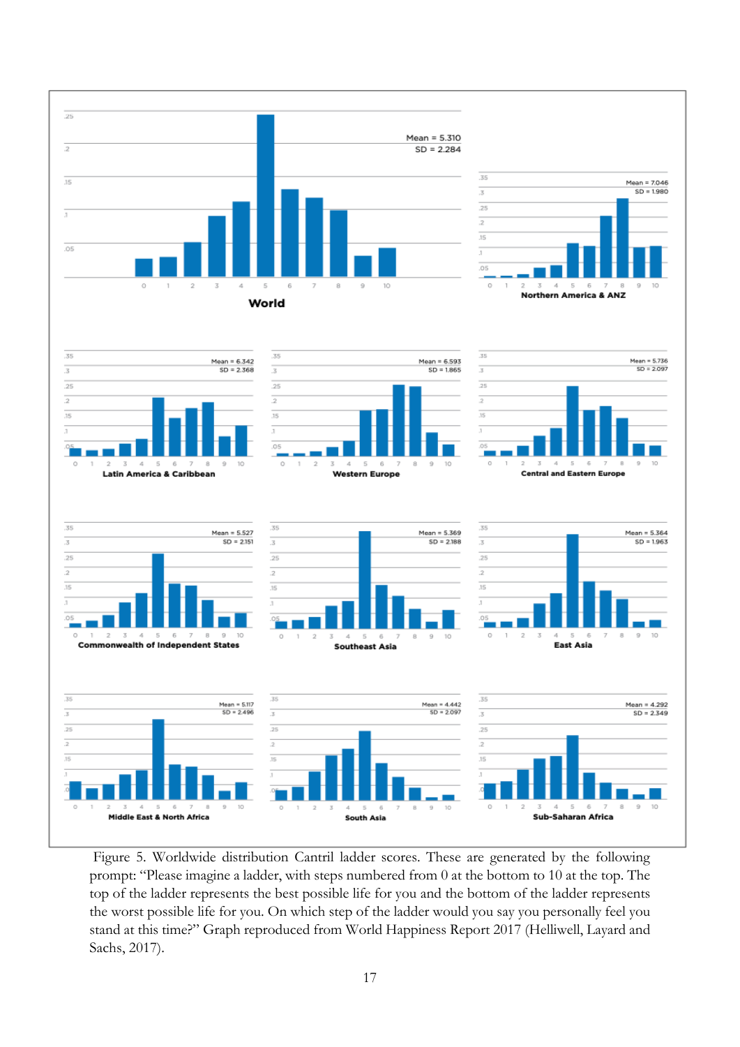Figure 5. Worldwide distribution Cantril ladder scores. These are generated by the following prompt: "Please imagine a ladder, with steps numbered from 0 at the bottom to 10 at the top. The top of the ladder represents the best possible life for you and the bottom of the ladder represents the worst possible life for you. On which step of the ladder would you say you personally feel you stand at this time?" Graph reproduced from World Happiness Report 2017 (Helliwell, Layard and Sachs, 2017).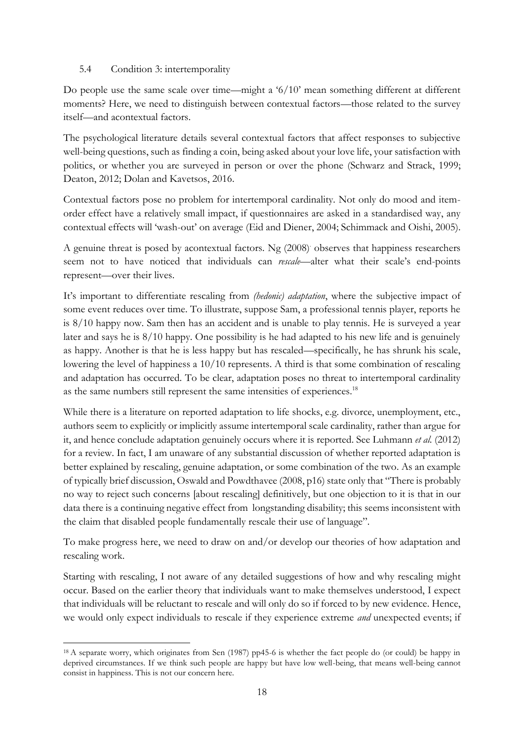### 5.4 Condition 3: intertemporality

Do people use the same scale over time—might a '6/10' mean something different at different moments? Here, we need to distinguish between contextual factors—those related to the survey itself—and acontextual factors.

The psychological literature details several contextual factors that affect responses to subjective well-being questions, such as finding a coin, being asked about your love life, your satisfaction with politics, or whether you are surveyed in person or over the phone (Schwarz and Strack, 1999; Deaton, 2012; Dolan and Kavetsos, 2016.

Contextual factors pose no problem for intertemporal cardinality. Not only do mood and item-order effect have a relatively small impact, if questionnaires are asked in a standardised way, any contextual effects will 'wash-out' on average (Eid and Diener, 2004; Schimmack and Oishi, 2005).

A genuine threat is posed by acontextual factors. Ng (2008) observes that happiness researchers seem not to have noticed that individuals can *rescale*—alter what their scale's end-points represent—over their lives.

It's important to differentiate rescaling from *(hedonic) adaptation*, where the subjective impact of some event reduces over time. To illustrate, suppose Sam, a professional tennis player, reports he is 8/10 happy now. Sam then has an accident and is unable to play tennis. He is surveyed a year later and says he is 8/10 happy. One possibility is he had adapted to his new life and is genuinely as happy. Another is that he is less happy but has rescaled—specifically, he has shrunk his scale, lowering the level of happiness a 10/10 represents. A third is that some combination of rescaling and adaptation has occurred. To be clear, adaptation poses no threat to intertemporal cardinality as the same numbers still represent the same intensities of experiences.[18]

While there is a literature on reported adaptation to life shocks, e.g. divorce, unemployment, etc., authors seem to explicitly or implicitly assume intertemporal scale cardinality, rather than argue for it, and hence conclude adaptation genuinely occurs where it is reported. See Luhmann *et al.* (2012) for a review. In fact, I am unaware of any substantial discussion of whether reported adaptation is better explained by rescaling, genuine adaptation, or some combination of the two. As an example of typically brief discussion, Oswald and Powdthavee (2008, p16) state only that "There is probably no way to reject such concerns [about rescaling] definitively, but one objection to it is that in our data there is a continuing negative effect from longstanding disability; this seems inconsistent with the claim that disabled people fundamentally rescale their use of language".

To make progress here, we need to draw on and/or develop our theories of how adaptation and rescaling work.

Starting with rescaling, I not aware of any detailed suggestions of how and why rescaling might occur. Based on the earlier theory that individuals want to make themselves understood, I expect that individuals will be reluctant to rescale and will only do so if forced to by new evidence. Hence, we would only expect individuals to rescale if they experience extreme *and* unexpected events; if

---

[18] A separate worry, which originates from Sen (1987) pp45-6 is whether the fact people do (or could) be happy in deprived circumstances. If we think such people are happy but have low well-being, that means well-being cannot consist in happiness. This is not our concern here.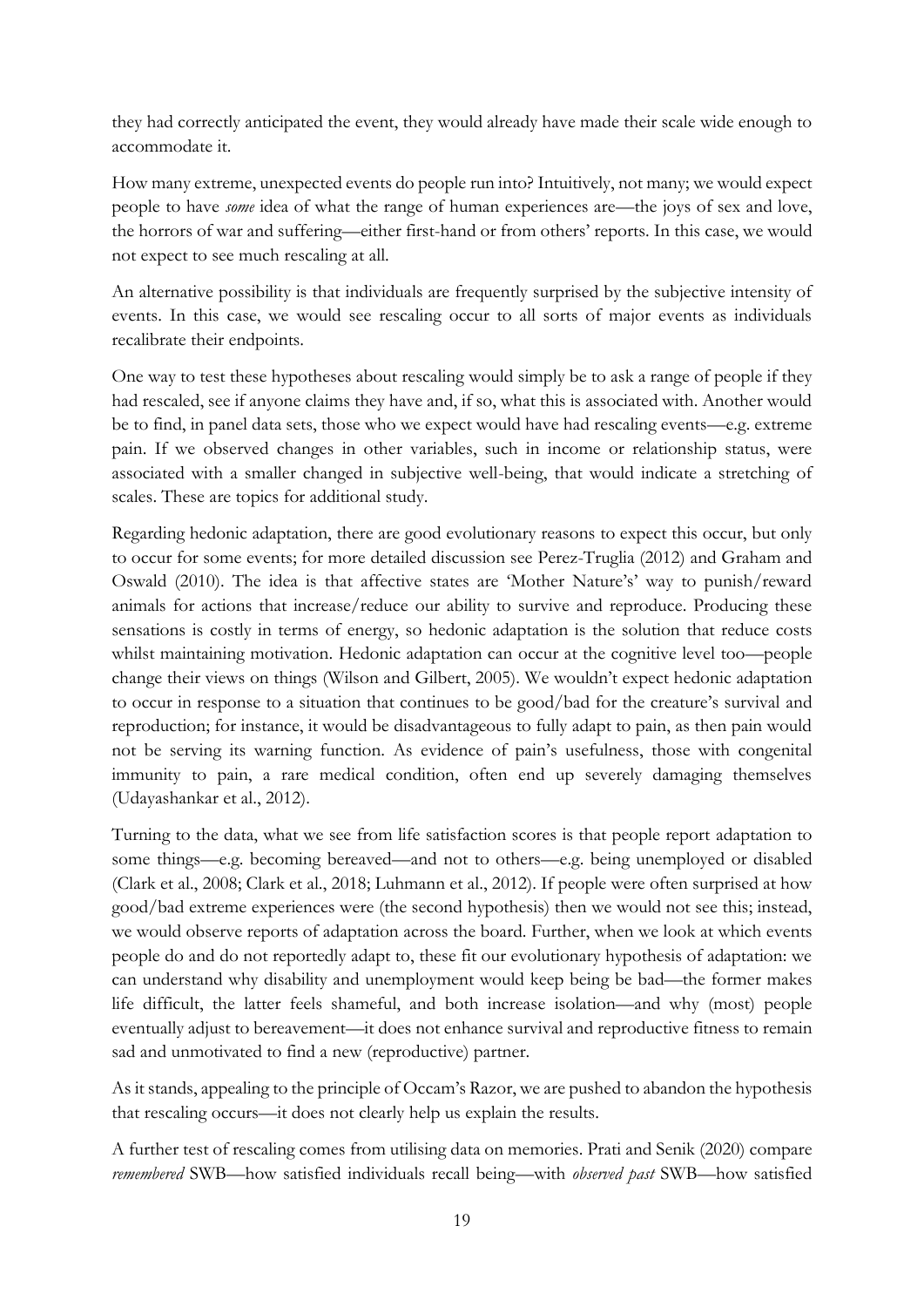they had correctly anticipated the event, they would already have made their scale wide enough to accommodate it.

How many extreme, unexpected events do people run into? Intuitively, not many; we would expect people to have *some* idea of what the range of human experiences are—the joys of sex and love, the horrors of war and suffering—either first-hand or from others' reports. In this case, we would not expect to see much rescaling at all.

An alternative possibility is that individuals are frequently surprised by the subjective intensity of events. In this case, we would see rescaling occur to all sorts of major events as individuals recalibrate their endpoints.

One way to test these hypotheses about rescaling would simply be to ask a range of people if they had rescaled, see if anyone claims they have and, if so, what this is associated with. Another would be to find, in panel data sets, those who we expect would have had rescaling events—e.g. extreme pain. If we observed changes in other variables, such in income or relationship status, were associated with a smaller changed in subjective well-being, that would indicate a stretching of scales. These are topics for additional study.

Regarding hedonic adaptation, there are good evolutionary reasons to expect this occur, but only to occur for some events; for more detailed discussion see Perez-Truglia (2012) and Graham and Oswald (2010). The idea is that affective states are 'Mother Nature's' way to punish/reward animals for actions that increase/reduce our ability to survive and reproduce. Producing these sensations is costly in terms of energy, so hedonic adaptation is the solution that reduce costs whilst maintaining motivation. Hedonic adaptation can occur at the cognitive level too—people change their views on things (Wilson and Gilbert, 2005). We wouldn't expect hedonic adaptation to occur in response to a situation that continues to be good/bad for the creature's survival and reproduction; for instance, it would be disadvantageous to fully adapt to pain, as then pain would not be serving its warning function. As evidence of pain's usefulness, those with congenital immunity to pain, a rare medical condition, often end up severely damaging themselves (Udayashankar et al., 2012).

Turning to the data, what we see from life satisfaction scores is that people report adaptation to some things—e.g. becoming bereaved—and not to others—e.g. being unemployed or disabled (Clark et al., 2008; Clark et al., 2018; Luhmann et al., 2012). If people were often surprised at how good/bad extreme experiences were (the second hypothesis) then we would not see this; instead, we would observe reports of adaptation across the board. Further, when we look at which events people do and do not reportedly adapt to, these fit our evolutionary hypothesis of adaptation: we can understand why disability and unemployment would keep being be bad—the former makes life difficult, the latter feels shameful, and both increase isolation—and why (most) people eventually adjust to bereavement—it does not enhance survival and reproductive fitness to remain sad and unmotivated to find a new (reproductive) partner.

As it stands, appealing to the principle of Occam's Razor, we are pushed to abandon the hypothesis that rescaling occurs—it does not clearly help us explain the results.

A further test of rescaling comes from utilising data on memories. Prati and Senik (2020) compare *remembered* SWB—how satisfied individuals recall being—with *observed past* SWB—how satisfied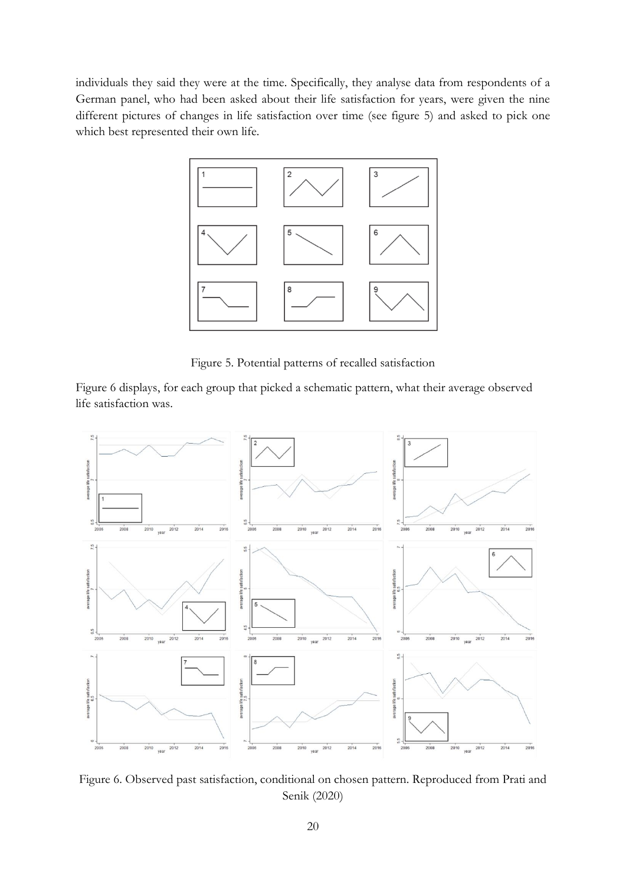individuals they said they were at the time. Specifically, they analyse data from respondents of a German panel, who had been asked about their life satisfaction for years, were given the nine different pictures of changes in life satisfaction over time (see figure 5) and asked to pick one which best represented their own life.

Figure 5. Potential patterns of recalled satisfaction

Figure 6 displays, for each group that picked a schematic pattern, what their average observed life satisfaction was.

Figure 6. Observed past satisfaction, conditional on chosen pattern. Reproduced from Prati and Senik (2020)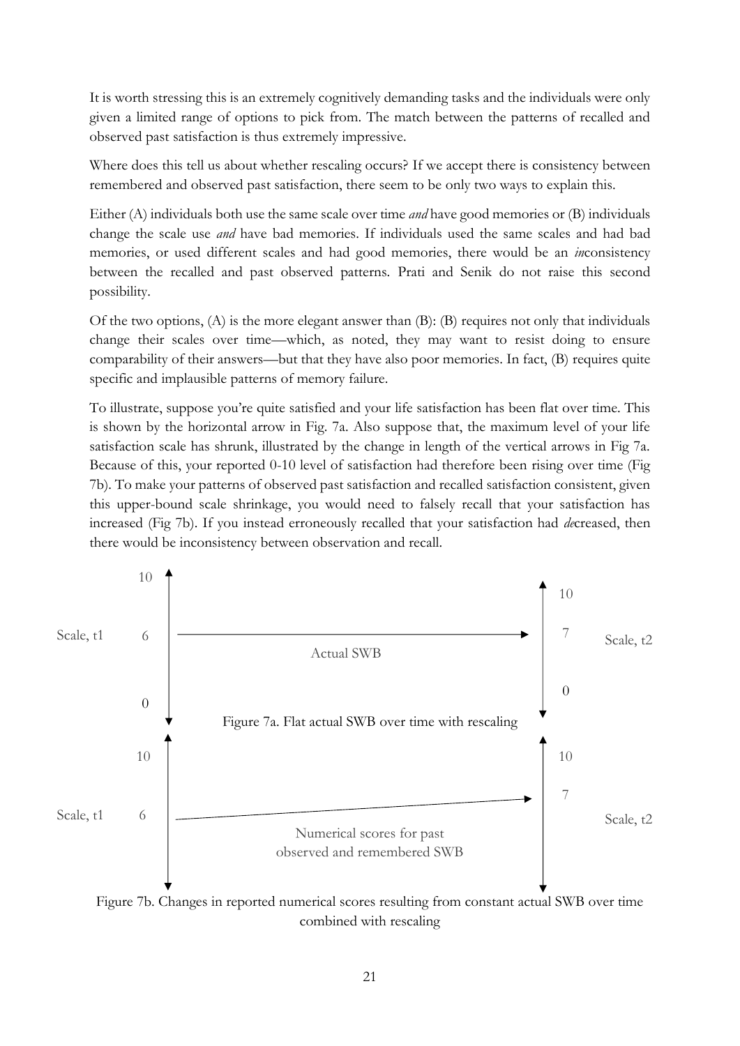It is worth stressing this is an extremely cognitively demanding tasks and the individuals were only given a limited range of options to pick from. The match between the patterns of recalled and observed past satisfaction is thus extremely impressive.

Where does this tell us about whether rescaling occurs? If we accept there is consistency between remembered and observed past satisfaction, there seem to be only two ways to explain this.

Either (A) individuals both use the same scale over time *and* have good memories or (B) individuals change the scale use *and* have bad memories. If individuals used the same scales and had bad memories, or used different scales and had good memories, there would be an *in*consistency between the recalled and past observed patterns. Prati and Senik do not raise this second possibility.

Of the two options, (A) is the more elegant answer than (B): (B) requires not only that individuals change their scales over time—which, as noted, they may want to resist doing to ensure comparability of their answers—but that they have also poor memories. In fact, (B) requires quite specific and implausible patterns of memory failure.

To illustrate, suppose you're quite satisfied and your life satisfaction has been flat over time. This is shown by the horizontal arrow in Fig. 7a. Also suppose that, the maximum level of your life satisfaction scale has shrunk, illustrated by the change in length of the vertical arrows in Fig 7a. Because of this, your reported 0-10 level of satisfaction had therefore been rising over time (Fig 7b). To make your patterns of observed past satisfaction and recalled satisfaction consistent, given this upper-bound scale shrinkage, you would need to falsely recall that your satisfaction has increased (Fig 7b). If you instead erroneously recalled that your satisfaction had *de*creased, then there would be inconsistency between observation and recall.

Scale, t1: 10, 6, 0 — Actual SWB — Scale, t2: 10, 7, 0

Figure 7a. Flat actual SWB over time with rescaling

Scale, t1: 10, 6 — Numerical scores for past observed and remembered SWB — Scale, t2: 10, 7

Figure 7b. Changes in reported numerical scores resulting from constant actual SWB over time combined with rescaling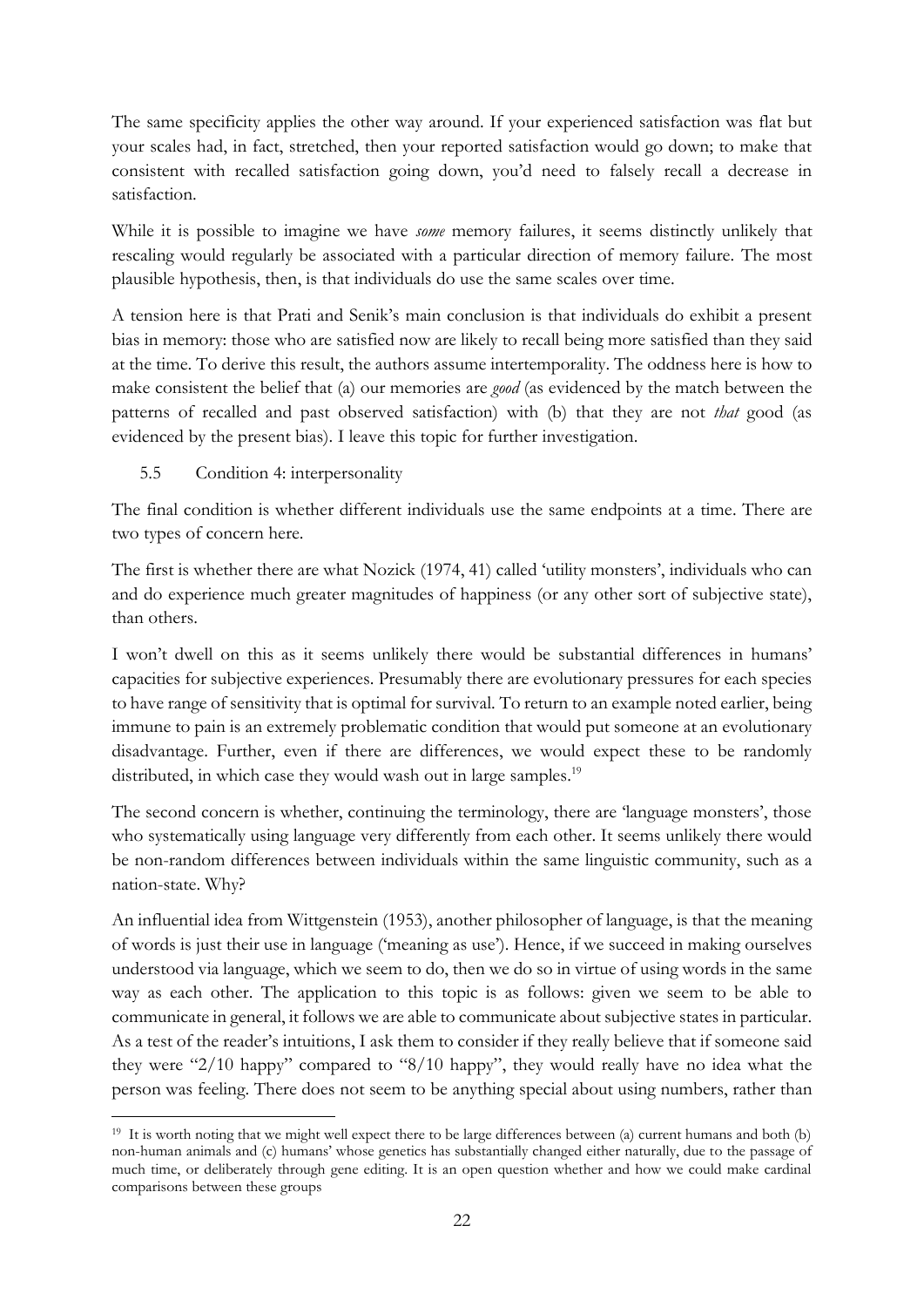The same specificity applies the other way around. If your experienced satisfaction was flat but your scales had, in fact, stretched, then your reported satisfaction would go down; to make that consistent with recalled satisfaction going down, you'd need to falsely recall a decrease in satisfaction.

While it is possible to imagine we have *some* memory failures, it seems distinctly unlikely that rescaling would regularly be associated with a particular direction of memory failure. The most plausible hypothesis, then, is that individuals do use the same scales over time.

A tension here is that Prati and Senik's main conclusion is that individuals do exhibit a present bias in memory: those who are satisfied now are likely to recall being more satisfied than they said at the time. To derive this result, the authors assume intertemporality. The oddness here is how to make consistent the belief that (a) our memories are *good* (as evidenced by the match between the patterns of recalled and past observed satisfaction) with (b) that they are not *that* good (as evidenced by the present bias). I leave this topic for further investigation.

### 5.5 Condition 4: interpersonality

The final condition is whether different individuals use the same endpoints at a time. There are two types of concern here.

The first is whether there are what Nozick (1974, 41) called 'utility monsters', individuals who can and do experience much greater magnitudes of happiness (or any other sort of subjective state), than others.

I won't dwell on this as it seems unlikely there would be substantial differences in humans' capacities for subjective experiences. Presumably there are evolutionary pressures for each species to have range of sensitivity that is optimal for survival. To return to an example noted earlier, being immune to pain is an extremely problematic condition that would put someone at an evolutionary disadvantage. Further, even if there are differences, we would expect these to be randomly distributed, in which case they would wash out in large samples.[19]

The second concern is whether, continuing the terminology, there are 'language monsters', those who systematically using language very differently from each other. It seems unlikely there would be non-random differences between individuals within the same linguistic community, such as a nation-state. Why?

An influential idea from Wittgenstein (1953), another philosopher of language, is that the meaning of words is just their use in language ('meaning as use'). Hence, if we succeed in making ourselves understood via language, which we seem to do, then we do so in virtue of using words in the same way as each other. The application to this topic is as follows: given we seem to be able to communicate in general, it follows we are able to communicate about subjective states in particular. As a test of the reader's intuitions, I ask them to consider if they really believe that if someone said they were "2/10 happy" compared to "8/10 happy", they would really have no idea what the person was feeling. There does not seem to be anything special about using numbers, rather than

[19] It is worth noting that we might well expect there to be large differences between (a) current humans and both (b) non-human animals and (c) humans' whose genetics has substantially changed either naturally, due to the passage of much time, or deliberately through gene editing. It is an open question whether and how we could make cardinal comparisons between these groups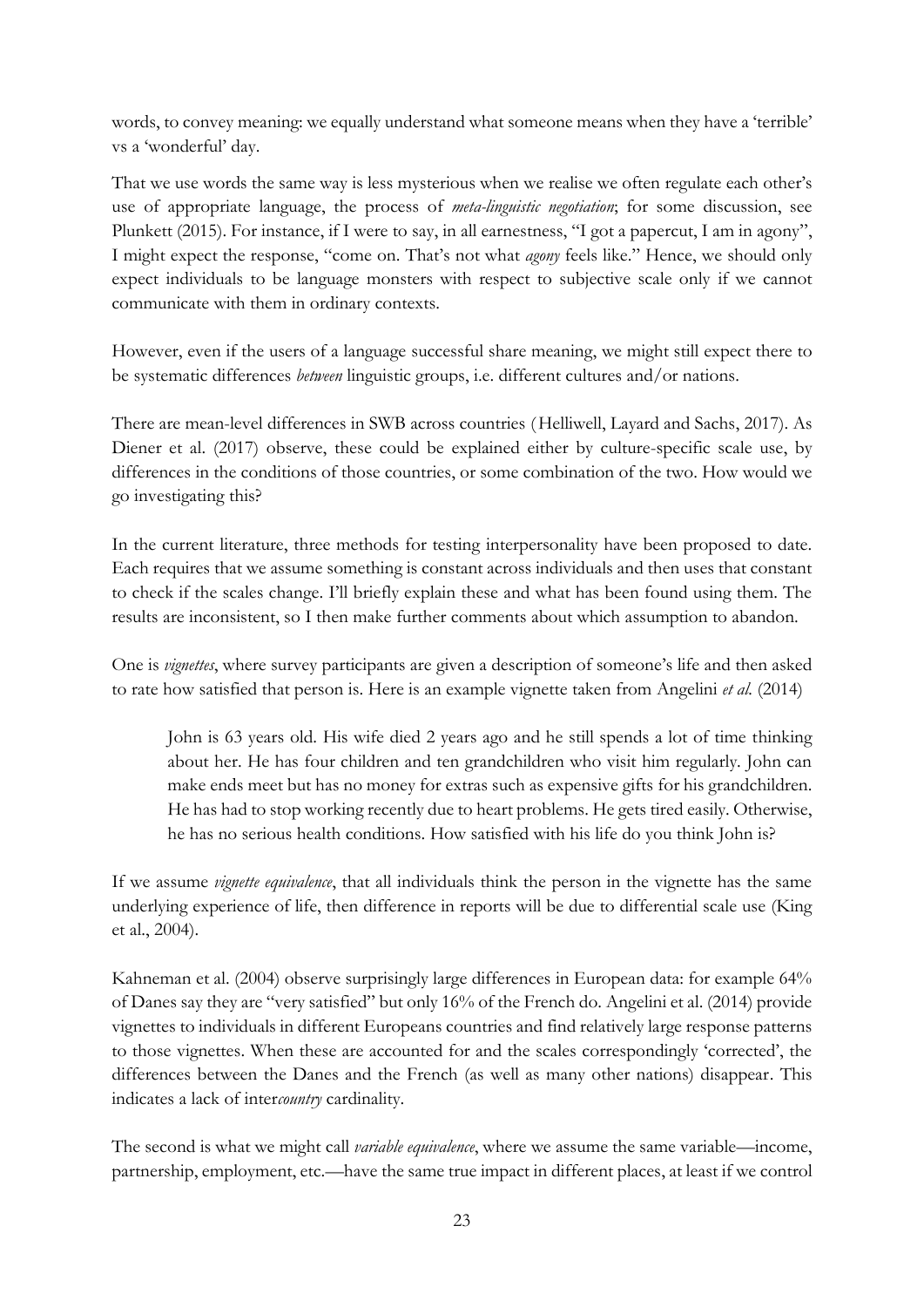words, to convey meaning: we equally understand what someone means when they have a 'terrible' vs a 'wonderful' day.

That we use words the same way is less mysterious when we realise we often regulate each other's use of appropriate language, the process of *meta-linguistic negotiation*; for some discussion, see Plunkett (2015). For instance, if I were to say, in all earnestness, "I got a papercut, I am in agony", I might expect the response, "come on. That's not what *agony* feels like." Hence, we should only expect individuals to be language monsters with respect to subjective scale only if we cannot communicate with them in ordinary contexts.

However, even if the users of a language successful share meaning, we might still expect there to be systematic differences *between* linguistic groups, i.e. different cultures and/or nations.

There are mean-level differences in SWB across countries (Helliwell, Layard and Sachs, 2017). As Diener et al. (2017) observe, these could be explained either by culture-specific scale use, by differences in the conditions of those countries, or some combination of the two. How would we go investigating this?

In the current literature, three methods for testing interpersonality have been proposed to date. Each requires that we assume something is constant across individuals and then uses that constant to check if the scales change. I'll briefly explain these and what has been found using them. The results are inconsistent, so I then make further comments about which assumption to abandon.

One is *vignettes*, where survey participants are given a description of someone's life and then asked to rate how satisfied that person is. Here is an example vignette taken from Angelini *et al.* (2014)

> John is 63 years old. His wife died 2 years ago and he still spends a lot of time thinking about her. He has four children and ten grandchildren who visit him regularly. John can make ends meet but has no money for extras such as expensive gifts for his grandchildren. He has had to stop working recently due to heart problems. He gets tired easily. Otherwise, he has no serious health conditions. How satisfied with his life do you think John is?

If we assume *vignette equivalence*, that all individuals think the person in the vignette has the same underlying experience of life, then difference in reports will be due to differential scale use (King et al., 2004).

Kahneman et al. (2004) observe surprisingly large differences in European data: for example 64% of Danes say they are "very satisfied" but only 16% of the French do. Angelini et al. (2014) provide vignettes to individuals in different Europeans countries and find relatively large response patterns to those vignettes. When these are accounted for and the scales correspondingly 'corrected', the differences between the Danes and the French (as well as many other nations) disappear. This indicates a lack of inter*country* cardinality.

The second is what we might call *variable equivalence*, where we assume the same variable—income, partnership, employment, etc.—have the same true impact in different places, at least if we control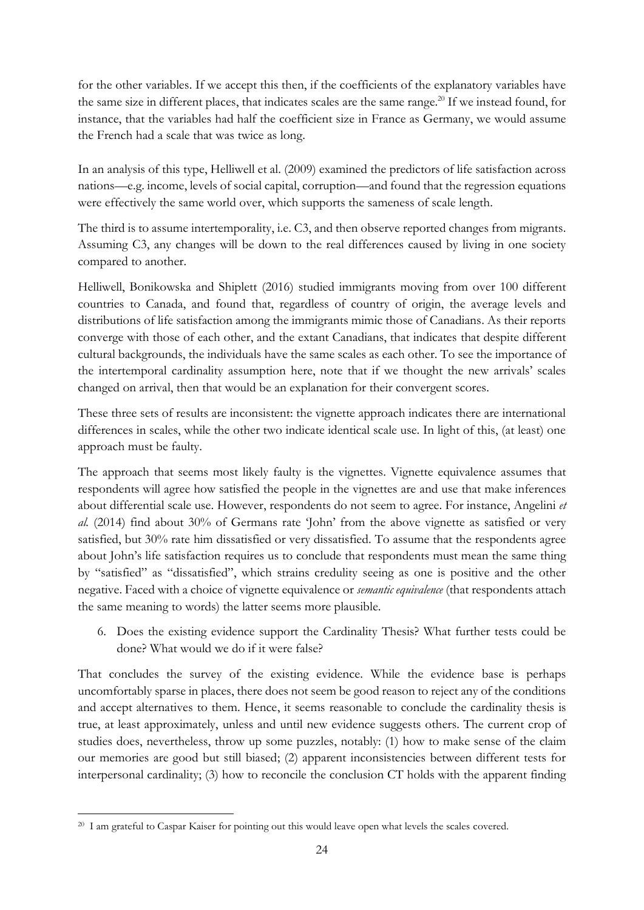for the other variables. If we accept this then, if the coefficients of the explanatory variables have the same size in different places, that indicates scales are the same range.[20] If we instead found, for instance, that the variables had half the coefficient size in France as Germany, we would assume the French had a scale that was twice as long.

In an analysis of this type, Helliwell et al. (2009) examined the predictors of life satisfaction across nations—e.g. income, levels of social capital, corruption—and found that the regression equations were effectively the same world over, which supports the sameness of scale length.

The third is to assume intertemporality, i.e. C3, and then observe reported changes from migrants. Assuming C3, any changes will be down to the real differences caused by living in one society compared to another.

Helliwell, Bonikowska and Shiplett (2016) studied immigrants moving from over 100 different countries to Canada, and found that, regardless of country of origin, the average levels and distributions of life satisfaction among the immigrants mimic those of Canadians. As their reports converge with those of each other, and the extant Canadians, that indicates that despite different cultural backgrounds, the individuals have the same scales as each other. To see the importance of the intertemporal cardinality assumption here, note that if we thought the new arrivals' scales changed on arrival, then that would be an explanation for their convergent scores.

These three sets of results are inconsistent: the vignette approach indicates there are international differences in scales, while the other two indicate identical scale use. In light of this, (at least) one approach must be faulty.

The approach that seems most likely faulty is the vignettes. Vignette equivalence assumes that respondents will agree how satisfied the people in the vignettes are and use that make inferences about differential scale use. However, respondents do not seem to agree. For instance, Angelini *et al.* (2014) find about 30% of Germans rate 'John' from the above vignette as satisfied or very satisfied, but 30% rate him dissatisfied or very dissatisfied. To assume that the respondents agree about John's life satisfaction requires us to conclude that respondents must mean the same thing by "satisfied" as "dissatisfied", which strains credulity seeing as one is positive and the other negative. Faced with a choice of vignette equivalence or *semantic equivalence* (that respondents attach the same meaning to words) the latter seems more plausible.

6. Does the existing evidence support the Cardinality Thesis? What further tests could be done? What would we do if it were false?

That concludes the survey of the existing evidence. While the evidence base is perhaps uncomfortably sparse in places, there does not seem be good reason to reject any of the conditions and accept alternatives to them. Hence, it seems reasonable to conclude the cardinality thesis is true, at least approximately, unless and until new evidence suggests others. The current crop of studies does, nevertheless, throw up some puzzles, notably: (1) how to make sense of the claim our memories are good but still biased; (2) apparent inconsistencies between different tests for interpersonal cardinality; (3) how to reconcile the conclusion CT holds with the apparent finding

[20] I am grateful to Caspar Kaiser for pointing out this would leave open what levels the scales covered.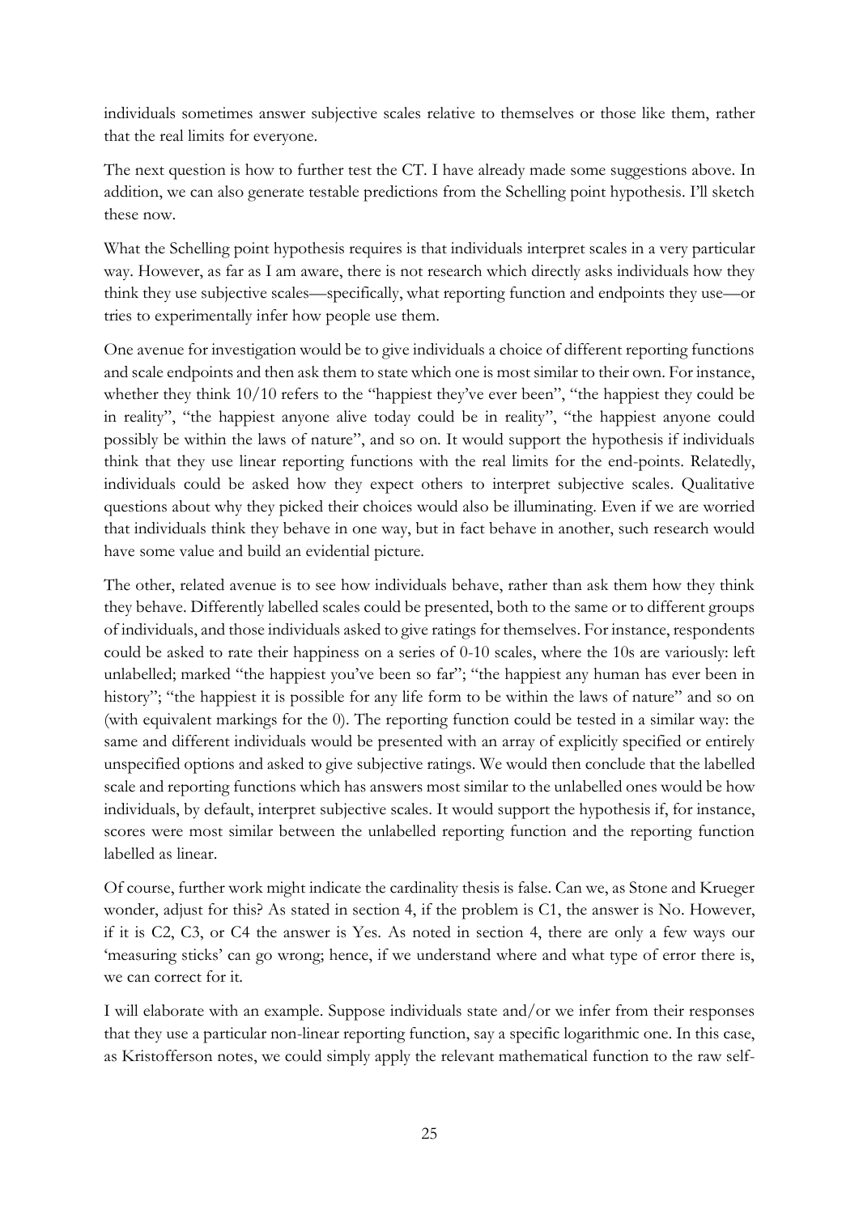individuals sometimes answer subjective scales relative to themselves or those like them, rather that the real limits for everyone.

The next question is how to further test the CT. I have already made some suggestions above. In addition, we can also generate testable predictions from the Schelling point hypothesis. I'll sketch these now.

What the Schelling point hypothesis requires is that individuals interpret scales in a very particular way. However, as far as I am aware, there is not research which directly asks individuals how they think they use subjective scales—specifically, what reporting function and endpoints they use—or tries to experimentally infer how people use them.

One avenue for investigation would be to give individuals a choice of different reporting functions and scale endpoints and then ask them to state which one is most similar to their own. For instance, whether they think 10/10 refers to the "happiest they've ever been", "the happiest they could be in reality", "the happiest anyone alive today could be in reality", "the happiest anyone could possibly be within the laws of nature", and so on. It would support the hypothesis if individuals think that they use linear reporting functions with the real limits for the end-points. Relatedly, individuals could be asked how they expect others to interpret subjective scales. Qualitative questions about why they picked their choices would also be illuminating. Even if we are worried that individuals think they behave in one way, but in fact behave in another, such research would have some value and build an evidential picture.

The other, related avenue is to see how individuals behave, rather than ask them how they think they behave. Differently labelled scales could be presented, both to the same or to different groups of individuals, and those individuals asked to give ratings for themselves. For instance, respondents could be asked to rate their happiness on a series of 0-10 scales, where the 10s are variously: left unlabelled; marked "the happiest you've been so far"; "the happiest any human has ever been in history"; "the happiest it is possible for any life form to be within the laws of nature" and so on (with equivalent markings for the 0). The reporting function could be tested in a similar way: the same and different individuals would be presented with an array of explicitly specified or entirely unspecified options and asked to give subjective ratings. We would then conclude that the labelled scale and reporting functions which has answers most similar to the unlabelled ones would be how individuals, by default, interpret subjective scales. It would support the hypothesis if, for instance, scores were most similar between the unlabelled reporting function and the reporting function labelled as linear.

Of course, further work might indicate the cardinality thesis is false. Can we, as Stone and Krueger wonder, adjust for this? As stated in section 4, if the problem is C1, the answer is No. However, if it is C2, C3, or C4 the answer is Yes. As noted in section 4, there are only a few ways our 'measuring sticks' can go wrong; hence, if we understand where and what type of error there is, we can correct for it.

I will elaborate with an example. Suppose individuals state and/or we infer from their responses that they use a particular non-linear reporting function, say a specific logarithmic one. In this case, as Kristofferson notes, we could simply apply the relevant mathematical function to the raw self-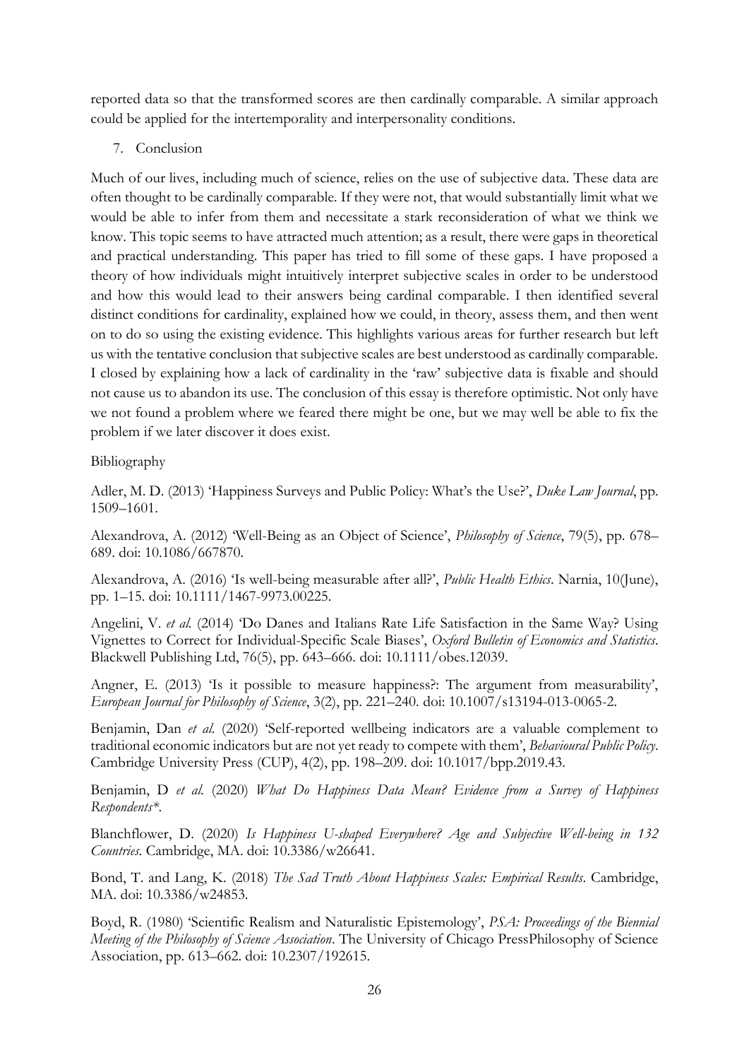reported data so that the transformed scores are then cardinally comparable. A similar approach could be applied for the intertemporality and interpersonality conditions.

## 7. Conclusion

Much of our lives, including much of science, relies on the use of subjective data. These data are often thought to be cardinally comparable. If they were not, that would substantially limit what we would be able to infer from them and necessitate a stark reconsideration of what we think we know. This topic seems to have attracted much attention; as a result, there were gaps in theoretical and practical understanding. This paper has tried to fill some of these gaps. I have proposed a theory of how individuals might intuitively interpret subjective scales in order to be understood and how this would lead to their answers being cardinal comparable. I then identified several distinct conditions for cardinality, explained how we could, in theory, assess them, and then went on to do so using the existing evidence. This highlights various areas for further research but left us with the tentative conclusion that subjective scales are best understood as cardinally comparable. I closed by explaining how a lack of cardinality in the 'raw' subjective data is fixable and should not cause us to abandon its use. The conclusion of this essay is therefore optimistic. Not only have we not found a problem where we feared there might be one, but we may well be able to fix the problem if we later discover it does exist.

## Bibliography

Adler, M. D. (2013) 'Happiness Surveys and Public Policy: What's the Use?', *Duke Law Journal*, pp. 1509–1601.

Alexandrova, A. (2012) 'Well-Being as an Object of Science', *Philosophy of Science*, 79(5), pp. 678–689. doi: 10.1086/667870.

Alexandrova, A. (2016) 'Is well-being measurable after all?', *Public Health Ethics*. Narnia, 10(June), pp. 1–15. doi: 10.1111/1467-9973.00225.

Angelini, V. *et al.* (2014) 'Do Danes and Italians Rate Life Satisfaction in the Same Way? Using Vignettes to Correct for Individual-Specific Scale Biases', *Oxford Bulletin of Economics and Statistics*. Blackwell Publishing Ltd, 76(5), pp. 643–666. doi: 10.1111/obes.12039.

Angner, E. (2013) 'Is it possible to measure happiness?: The argument from measurability', *European Journal for Philosophy of Science*, 3(2), pp. 221–240. doi: 10.1007/s13194-013-0065-2.

Benjamin, Dan *et al.* (2020) 'Self-reported wellbeing indicators are a valuable complement to traditional economic indicators but are not yet ready to compete with them', *Behavioural Public Policy*. Cambridge University Press (CUP), 4(2), pp. 198–209. doi: 10.1017/bpp.2019.43.

Benjamin, D *et al.* (2020) *What Do Happiness Data Mean? Evidence from a Survey of Happiness Respondents\**.

Blanchflower, D. (2020) *Is Happiness U-shaped Everywhere? Age and Subjective Well-being in 132 Countries*. Cambridge, MA. doi: 10.3386/w26641.

Bond, T. and Lang, K. (2018) *The Sad Truth About Happiness Scales: Empirical Results*. Cambridge, MA. doi: 10.3386/w24853.

Boyd, R. (1980) 'Scientific Realism and Naturalistic Epistemology', *PSA: Proceedings of the Biennial Meeting of the Philosophy of Science Association*. The University of Chicago PressPhilosophy of Science Association, pp. 613–662. doi: 10.2307/192615.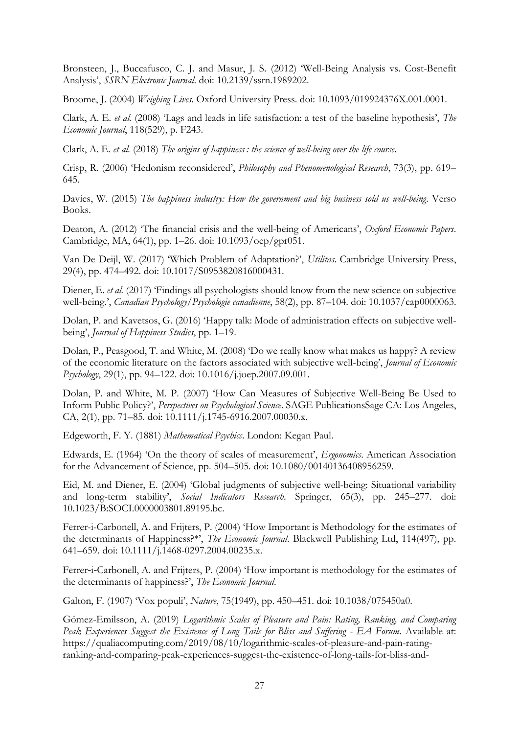Bronsteen, J., Buccafusco, C. J. and Masur, J. S. (2012) 'Well-Being Analysis vs. Cost-Benefit Analysis', *SSRN Electronic Journal*. doi: 10.2139/ssrn.1989202.

Broome, J. (2004) *Weighing Lives*. Oxford University Press. doi: 10.1093/019924376X.001.0001.

Clark, A. E. *et al.* (2008) 'Lags and leads in life satisfaction: a test of the baseline hypothesis', *The Economic Journal*, 118(529), p. F243.

Clark, A. E. *et al.* (2018) *The origins of happiness : the science of well-being over the life course*.

Crisp, R. (2006) 'Hedonism reconsidered', *Philosophy and Phenomenological Research*, 73(3), pp. 619–645.

Davies, W. (2015) *The happiness industry: How the government and big business sold us well-being*. Verso Books.

Deaton, A. (2012) 'The financial crisis and the well-being of Americans', *Oxford Economic Papers*. Cambridge, MA, 64(1), pp. 1–26. doi: 10.1093/oep/gpr051.

Van De Deijl, W. (2017) 'Which Problem of Adaptation?', *Utilitas*. Cambridge University Press, 29(4), pp. 474–492. doi: 10.1017/S0953820816000431.

Diener, E. *et al.* (2017) 'Findings all psychologists should know from the new science on subjective well-being.', *Canadian Psychology/Psychologie canadienne*, 58(2), pp. 87–104. doi: 10.1037/cap0000063.

Dolan, P. and Kavetsos, G. (2016) 'Happy talk: Mode of administration effects on subjective well-being', *Journal of Happiness Studies*, pp. 1–19.

Dolan, P., Peasgood, T. and White, M. (2008) 'Do we really know what makes us happy? A review of the economic literature on the factors associated with subjective well-being', *Journal of Economic Psychology*, 29(1), pp. 94–122. doi: 10.1016/j.joep.2007.09.001.

Dolan, P. and White, M. P. (2007) 'How Can Measures of Subjective Well-Being Be Used to Inform Public Policy?', *Perspectives on Psychological Science*. SAGE PublicationsSage CA: Los Angeles, CA, 2(1), pp. 71–85. doi: 10.1111/j.1745-6916.2007.00030.x.

Edgeworth, F. Y. (1881) *Mathematical Psychics*. London: Kegan Paul.

Edwards, E. (1964) 'On the theory of scales of measurement', *Ergonomics*. American Association for the Advancement of Science, pp. 504–505. doi: 10.1080/00140136408956259.

Eid, M. and Diener, E. (2004) 'Global judgments of subjective well-being: Situational variability and long-term stability', *Social Indicators Research*. Springer, 65(3), pp. 245–277. doi: 10.1023/B:SOCI.0000003801.89195.bc.

Ferrer-i-Carbonell, A. and Frijters, P. (2004) 'How Important is Methodology for the estimates of the determinants of Happiness?*', *The Economic Journal*. Blackwell Publishing Ltd, 114(497), pp. 641–659. doi: 10.1111/j.1468-0297.2004.00235.x.

Ferrer-i-Carbonell, A. and Frijters, P. (2004) 'How important is methodology for the estimates of the determinants of happiness?', *The Economic Journal*.

Galton, F. (1907) 'Vox populi', *Nature*, 75(1949), pp. 450–451. doi: 10.1038/075450a0.

Gómez-Emilsson, A. (2019) *Logarithmic Scales of Pleasure and Pain: Rating, Ranking, and Comparing Peak Experiences Suggest the Existence of Long Tails for Bliss and Suffering - EA Forum*. Available at: https://qualiacomputing.com/2019/08/10/logarithmic-scales-of-pleasure-and-pain-rating-ranking-and-comparing-peak-experiences-suggest-the-existence-of-long-tails-for-bliss-and-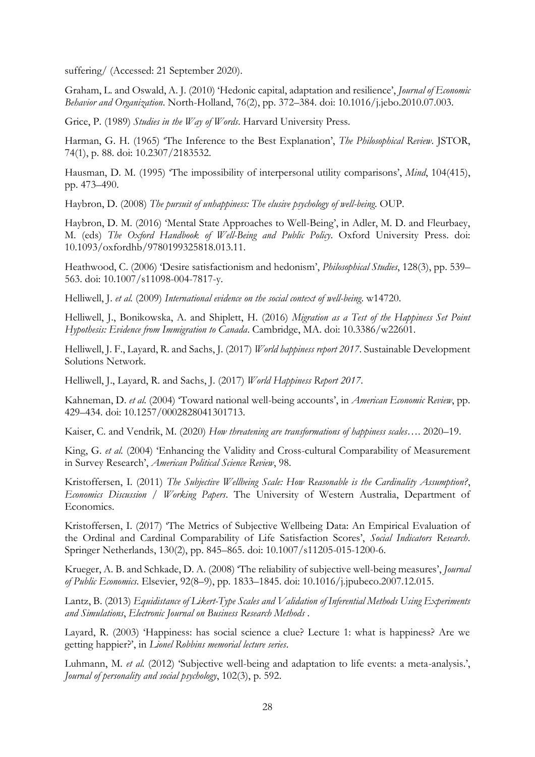suffering/ (Accessed: 21 September 2020).

Graham, L. and Oswald, A. J. (2010) 'Hedonic capital, adaptation and resilience', *Journal of Economic Behavior and Organization*. North-Holland, 76(2), pp. 372–384. doi: 10.1016/j.jebo.2010.07.003.

Grice, P. (1989) *Studies in the Way of Words*. Harvard University Press.

Harman, G. H. (1965) 'The Inference to the Best Explanation', *The Philosophical Review*. JSTOR, 74(1), p. 88. doi: 10.2307/2183532.

Hausman, D. M. (1995) 'The impossibility of interpersonal utility comparisons', *Mind*, 104(415), pp. 473–490.

Haybron, D. (2008) *The pursuit of unhappiness: The elusive psychology of well-being*. OUP.

Haybron, D. M. (2016) 'Mental State Approaches to Well-Being', in Adler, M. D. and Fleurbaey, M. (eds) *The Oxford Handbook of Well-Being and Public Policy*. Oxford University Press. doi: 10.1093/oxfordhb/9780199325818.013.11.

Heathwood, C. (2006) 'Desire satisfactionism and hedonism', *Philosophical Studies*, 128(3), pp. 539–563. doi: 10.1007/s11098-004-7817-y.

Helliwell, J. *et al.* (2009) *International evidence on the social context of well-being*. w14720.

Helliwell, J., Bonikowska, A. and Shiplett, H. (2016) *Migration as a Test of the Happiness Set Point Hypothesis: Evidence from Immigration to Canada*. Cambridge, MA. doi: 10.3386/w22601.

Helliwell, J. F., Layard, R. and Sachs, J. (2017) *World happiness report 2017*. Sustainable Development Solutions Network.

Helliwell, J., Layard, R. and Sachs, J. (2017) *World Happiness Report 2017*.

Kahneman, D. *et al.* (2004) 'Toward national well-being accounts', in *American Economic Review*, pp. 429–434. doi: 10.1257/0002828041301713.

Kaiser, C. and Vendrik, M. (2020) *How threatening are transformations of happiness scales*…. 2020–19.

King, G. *et al.* (2004) 'Enhancing the Validity and Cross-cultural Comparability of Measurement in Survey Research', *American Political Science Review*, 98.

Kristoffersen, I. (2011) *The Subjective Wellbeing Scale: How Reasonable is the Cardinality Assumption?*, *Economics Discussion / Working Papers*. The University of Western Australia, Department of Economics.

Kristoffersen, I. (2017) 'The Metrics of Subjective Wellbeing Data: An Empirical Evaluation of the Ordinal and Cardinal Comparability of Life Satisfaction Scores', *Social Indicators Research*. Springer Netherlands, 130(2), pp. 845–865. doi: 10.1007/s11205-015-1200-6.

Krueger, A. B. and Schkade, D. A. (2008) 'The reliability of subjective well-being measures', *Journal of Public Economics*. Elsevier, 92(8–9), pp. 1833–1845. doi: 10.1016/j.jpubeco.2007.12.015.

Lantz, B. (2013) *Equidistance of Likert-Type Scales and Validation of Inferential Methods Using Experiments and Simulations*, *Electronic Journal on Business Research Methods* .

Layard, R. (2003) 'Happiness: has social science a clue? Lecture 1: what is happiness? Are we getting happier?', in *Lionel Robbins memorial lecture series*.

Luhmann, M. *et al.* (2012) 'Subjective well-being and adaptation to life events: a meta-analysis.', *Journal of personality and social psychology*, 102(3), p. 592.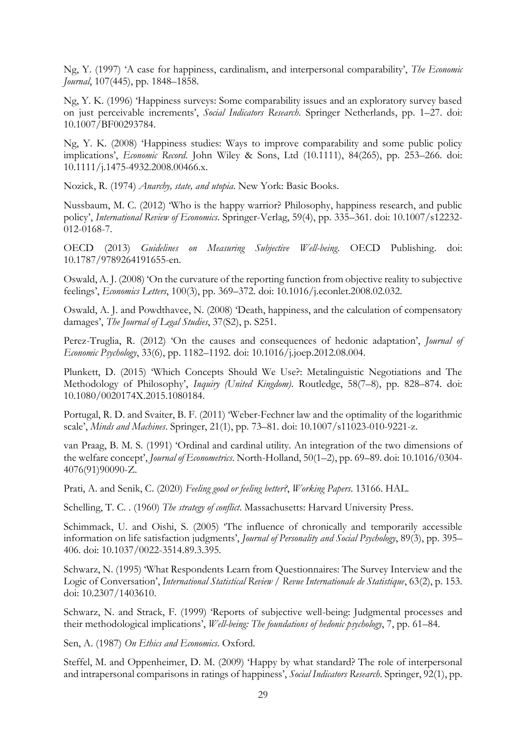Ng, Y. (1997) 'A case for happiness, cardinalism, and interpersonal comparability', *The Economic Journal*, 107(445), pp. 1848–1858.

Ng, Y. K. (1996) 'Happiness surveys: Some comparability issues and an exploratory survey based on just perceivable increments', *Social Indicators Research*. Springer Netherlands, pp. 1–27. doi: 10.1007/BF00293784.

Ng, Y. K. (2008) 'Happiness studies: Ways to improve comparability and some public policy implications', *Economic Record*. John Wiley & Sons, Ltd (10.1111), 84(265), pp. 253–266. doi: 10.1111/j.1475-4932.2008.00466.x.

Nozick, R. (1974) *Anarchy, state, and utopia*. New York: Basic Books.

Nussbaum, M. C. (2012) 'Who is the happy warrior? Philosophy, happiness research, and public policy', *International Review of Economics*. Springer-Verlag, 59(4), pp. 335–361. doi: 10.1007/s12232-012-0168-7.

OECD (2013) *Guidelines on Measuring Subjective Well-being*. OECD Publishing. doi: 10.1787/9789264191655-en.

Oswald, A. J. (2008) 'On the curvature of the reporting function from objective reality to subjective feelings', *Economics Letters*, 100(3), pp. 369–372. doi: 10.1016/j.econlet.2008.02.032.

Oswald, A. J. and Powdthavee, N. (2008) 'Death, happiness, and the calculation of compensatory damages', *The Journal of Legal Studies*, 37(S2), p. S251.

Perez-Truglia, R. (2012) 'On the causes and consequences of hedonic adaptation', *Journal of Economic Psychology*, 33(6), pp. 1182–1192. doi: 10.1016/j.joep.2012.08.004.

Plunkett, D. (2015) 'Which Concepts Should We Use?: Metalinguistic Negotiations and The Methodology of Philosophy', *Inquiry (United Kingdom)*. Routledge, 58(7–8), pp. 828–874. doi: 10.1080/0020174X.2015.1080184.

Portugal, R. D. and Svaiter, B. F. (2011) 'Weber-Fechner law and the optimality of the logarithmic scale', *Minds and Machines*. Springer, 21(1), pp. 73–81. doi: 10.1007/s11023-010-9221-z.

van Praag, B. M. S. (1991) 'Ordinal and cardinal utility. An integration of the two dimensions of the welfare concept', *Journal of Econometrics*. North-Holland, 50(1–2), pp. 69–89. doi: 10.1016/0304-4076(91)90090-Z.

Prati, A. and Senik, C. (2020) *Feeling good or feeling better?*, *Working Papers*. 13166. HAL.

Schelling, T. C. . (1960) *The strategy of conflict*. Massachusetts: Harvard University Press.

Schimmack, U. and Oishi, S. (2005) 'The influence of chronically and temporarily accessible information on life satisfaction judgments', *Journal of Personality and Social Psychology*, 89(3), pp. 395–406. doi: 10.1037/0022-3514.89.3.395.

Schwarz, N. (1995) 'What Respondents Learn from Questionnaires: The Survey Interview and the Logic of Conversation', *International Statistical Review / Revue Internationale de Statistique*, 63(2), p. 153. doi: 10.2307/1403610.

Schwarz, N. and Strack, F. (1999) 'Reports of subjective well-being: Judgmental processes and their methodological implications', *Well-being: The foundations of hedonic psychology*, 7, pp. 61–84.

Sen, A. (1987) *On Ethics and Economics*. Oxford.

Steffel, M. and Oppenheimer, D. M. (2009) 'Happy by what standard? The role of interpersonal and intrapersonal comparisons in ratings of happiness', *Social Indicators Research*. Springer, 92(1), pp.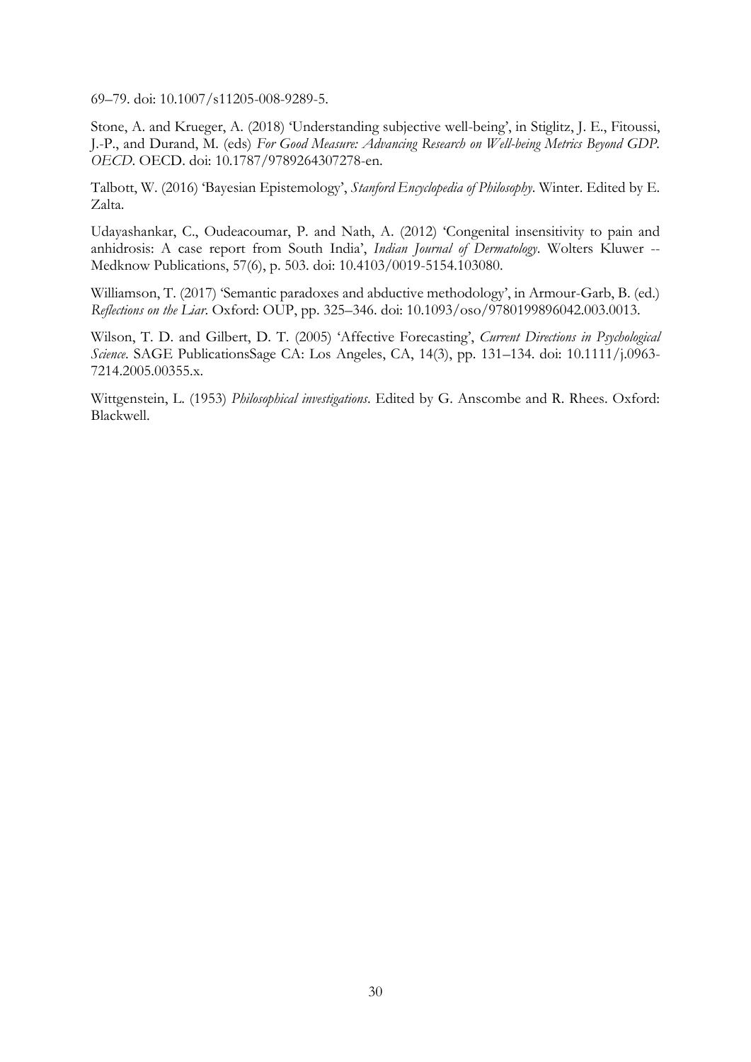69–79. doi: 10.1007/s11205-008-9289-5.

Stone, A. and Krueger, A. (2018) 'Understanding subjective well-being', in Stiglitz, J. E., Fitoussi, J.-P., and Durand, M. (eds) *For Good Measure: Advancing Research on Well-being Metrics Beyond GDP. OECD*. OECD. doi: 10.1787/9789264307278-en.

Talbott, W. (2016) 'Bayesian Epistemology', *Stanford Encyclopedia of Philosophy*. Winter. Edited by E. Zalta.

Udayashankar, C., Oudeacoumar, P. and Nath, A. (2012) 'Congenital insensitivity to pain and anhidrosis: A case report from South India', *Indian Journal of Dermatology*. Wolters Kluwer -- Medknow Publications, 57(6), p. 503. doi: 10.4103/0019-5154.103080.

Williamson, T. (2017) 'Semantic paradoxes and abductive methodology', in Armour-Garb, B. (ed.) *Reflections on the Liar*. Oxford: OUP, pp. 325–346. doi: 10.1093/oso/9780199896042.003.0013.

Wilson, T. D. and Gilbert, D. T. (2005) 'Affective Forecasting', *Current Directions in Psychological Science*. SAGE PublicationsSage CA: Los Angeles, CA, 14(3), pp. 131–134. doi: 10.1111/j.0963-7214.2005.00355.x.

Wittgenstein, L. (1953) *Philosophical investigations*. Edited by G. Anscombe and R. Rhees. Oxford: Blackwell.